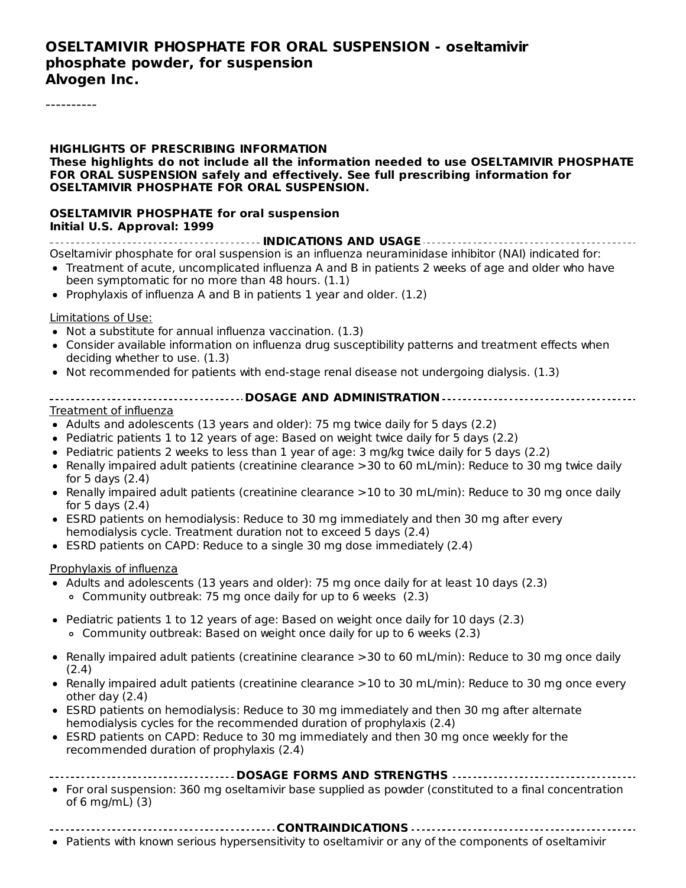# OSELTAMIVIR PHOSPHATE FOR ORAL SUSPENSION - oseltamivir phosphate powder, for suspension
**Alvogen Inc.**

----------

**HIGHLIGHTS OF PRESCRIBING INFORMATION**
**These highlights do not include all the information needed to use OSELTAMIVIR PHOSPHATE FOR ORAL SUSPENSION safely and effectively. See full prescribing information for OSELTAMIVIR PHOSPHATE FOR ORAL SUSPENSION.**

**OSELTAMIVIR PHOSPHATE for oral suspension**
**Initial U.S. Approval: 1999**

## INDICATIONS AND USAGE

Oseltamivir phosphate for oral suspension is an influenza neuraminidase inhibitor (NAI) indicated for:

- Treatment of acute, uncomplicated influenza A and B in patients 2 weeks of age and older who have been symptomatic for no more than 48 hours. (1.1)
- Prophylaxis of influenza A and B in patients 1 year and older. (1.2)

Limitations of Use:

- Not a substitute for annual influenza vaccination. (1.3)
- Consider available information on influenza drug susceptibility patterns and treatment effects when deciding whether to use. (1.3)
- Not recommended for patients with end-stage renal disease not undergoing dialysis. (1.3)

## DOSAGE AND ADMINISTRATION

Treatment of influenza

- Adults and adolescents (13 years and older): 75 mg twice daily for 5 days (2.2)
- Pediatric patients 1 to 12 years of age: Based on weight twice daily for 5 days (2.2)
- Pediatric patients 2 weeks to less than 1 year of age: 3 mg/kg twice daily for 5 days (2.2)
- Renally impaired adult patients (creatinine clearance >30 to 60 mL/min): Reduce to 30 mg twice daily for 5 days (2.4)
- Renally impaired adult patients (creatinine clearance >10 to 30 mL/min): Reduce to 30 mg once daily for 5 days (2.4)
- ESRD patients on hemodialysis: Reduce to 30 mg immediately and then 30 mg after every hemodialysis cycle. Treatment duration not to exceed 5 days (2.4)
- ESRD patients on CAPD: Reduce to a single 30 mg dose immediately (2.4)

Prophylaxis of influenza

- Adults and adolescents (13 years and older): 75 mg once daily for at least 10 days (2.3)
  - Community outbreak: 75 mg once daily for up to 6 weeks (2.3)
- Pediatric patients 1 to 12 years of age: Based on weight once daily for 10 days (2.3)
  - Community outbreak: Based on weight once daily for up to 6 weeks (2.3)
- Renally impaired adult patients (creatinine clearance >30 to 60 mL/min): Reduce to 30 mg once daily (2.4)
- Renally impaired adult patients (creatinine clearance >10 to 30 mL/min): Reduce to 30 mg once every other day (2.4)
- ESRD patients on hemodialysis: Reduce to 30 mg immediately and then 30 mg after alternate hemodialysis cycles for the recommended duration of prophylaxis (2.4)
- ESRD patients on CAPD: Reduce to 30 mg immediately and then 30 mg once weekly for the recommended duration of prophylaxis (2.4)

## DOSAGE FORMS AND STRENGTHS

- For oral suspension: 360 mg oseltamivir base supplied as powder (constituted to a final concentration of 6 mg/mL) (3)

## CONTRAINDICATIONS

- Patients with known serious hypersensitivity to oseltamivir or any of the components of oseltamivir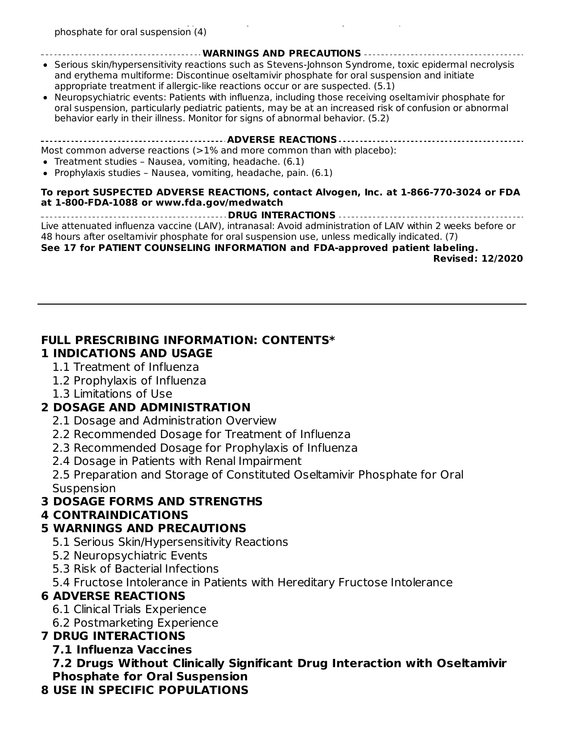phosphate for oral suspension (4)

**WARNINGS AND PRECAUTIONS**

- Serious skin/hypersensitivity reactions such as Stevens-Johnson Syndrome, toxic epidermal necrolysis and erythema multiforme: Discontinue oseltamivir phosphate for oral suspension and initiate appropriate treatment if allergic-like reactions occur or are suspected. (5.1)
- Neuropsychiatric events: Patients with influenza, including those receiving oseltamivir phosphate for oral suspension, particularly pediatric patients, may be at an increased risk of confusion or abnormal behavior early in their illness. Monitor for signs of abnormal behavior. (5.2)

**ADVERSE REACTIONS**

Most common adverse reactions (>1% and more common than with placebo):

- Treatment studies – Nausea, vomiting, headache. (6.1)
- Prophylaxis studies – Nausea, vomiting, headache, pain. (6.1)

**To report SUSPECTED ADVERSE REACTIONS, contact Alvogen, Inc. at 1-866-770-3024 or FDA at 1-800-FDA-1088 or www.fda.gov/medwatch**

**DRUG INTERACTIONS**

Live attenuated influenza vaccine (LAIV), intranasal: Avoid administration of LAIV within 2 weeks before or 48 hours after oseltamivir phosphate for oral suspension use, unless medically indicated. (7)

**See 17 for PATIENT COUNSELING INFORMATION and FDA-approved patient labeling.**

**Revised: 12/2020**

---

## FULL PRESCRIBING INFORMATION: CONTENTS*

**1 INDICATIONS AND USAGE**
- 1.1 Treatment of Influenza
- 1.2 Prophylaxis of Influenza
- 1.3 Limitations of Use

**2 DOSAGE AND ADMINISTRATION**
- 2.1 Dosage and Administration Overview
- 2.2 Recommended Dosage for Treatment of Influenza
- 2.3 Recommended Dosage for Prophylaxis of Influenza
- 2.4 Dosage in Patients with Renal Impairment
- 2.5 Preparation and Storage of Constituted Oseltamivir Phosphate for Oral Suspension

**3 DOSAGE FORMS AND STRENGTHS**

**4 CONTRAINDICATIONS**

**5 WARNINGS AND PRECAUTIONS**
- 5.1 Serious Skin/Hypersensitivity Reactions
- 5.2 Neuropsychiatric Events
- 5.3 Risk of Bacterial Infections
- 5.4 Fructose Intolerance in Patients with Hereditary Fructose Intolerance

**6 ADVERSE REACTIONS**
- 6.1 Clinical Trials Experience
- 6.2 Postmarketing Experience

**7 DRUG INTERACTIONS**
- **7.1 Influenza Vaccines**
- **7.2 Drugs Without Clinically Significant Drug Interaction with Oseltamivir Phosphate for Oral Suspension**

**8 USE IN SPECIFIC POPULATIONS**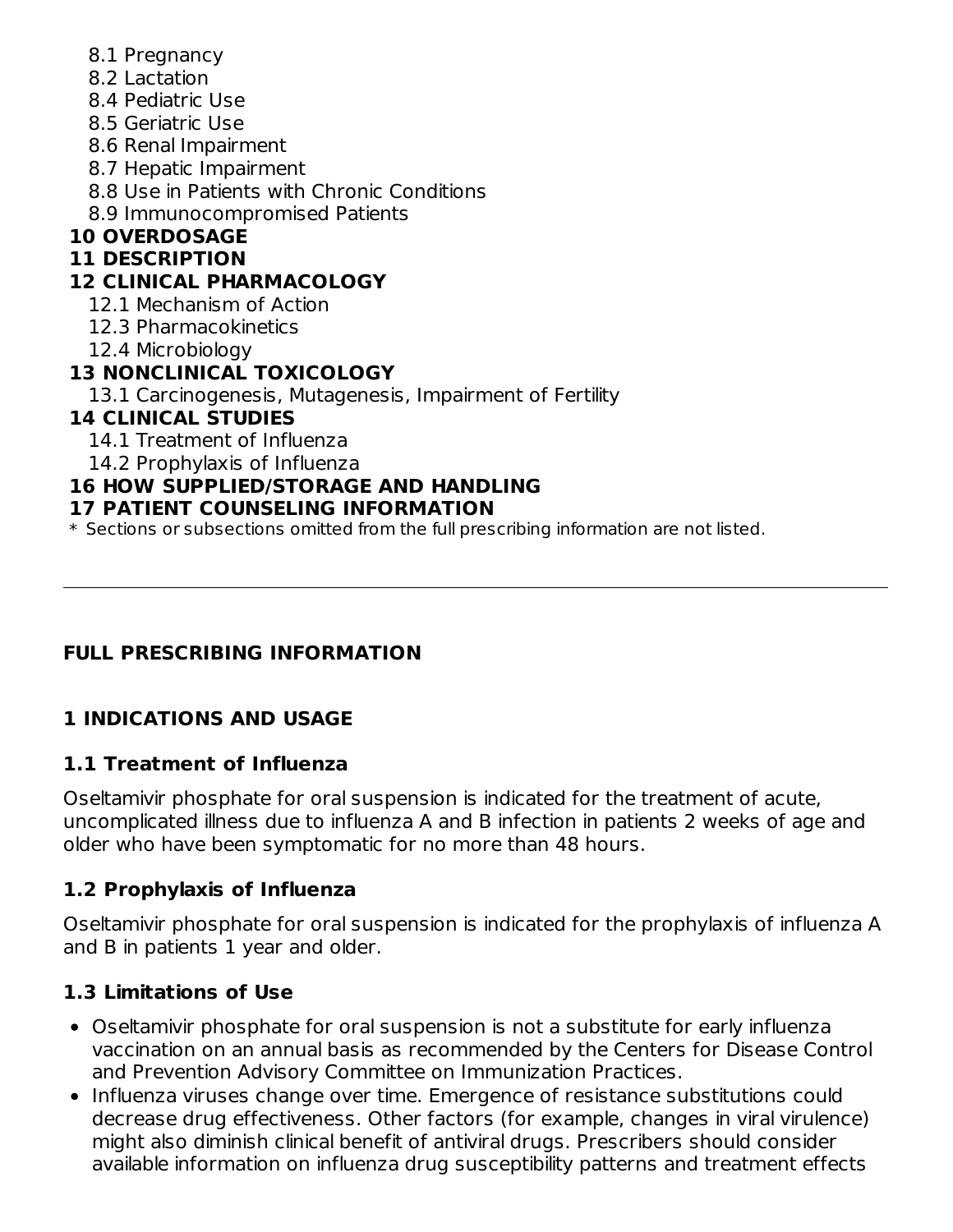8.1 Pregnancy
8.2 Lactation
8.4 Pediatric Use
8.5 Geriatric Use
8.6 Renal Impairment
8.7 Hepatic Impairment
8.8 Use in Patients with Chronic Conditions
8.9 Immunocompromised Patients

**10 OVERDOSAGE**

**11 DESCRIPTION**

**12 CLINICAL PHARMACOLOGY**

12.1 Mechanism of Action
12.3 Pharmacokinetics
12.4 Microbiology

**13 NONCLINICAL TOXICOLOGY**

13.1 Carcinogenesis, Mutagenesis, Impairment of Fertility

**14 CLINICAL STUDIES**

14.1 Treatment of Influenza
14.2 Prophylaxis of Influenza

**16 HOW SUPPLIED/STORAGE AND HANDLING**

**17 PATIENT COUNSELING INFORMATION**

* Sections or subsections omitted from the full prescribing information are not listed.

---

## FULL PRESCRIBING INFORMATION

## 1 INDICATIONS AND USAGE

### 1.1 Treatment of Influenza

Oseltamivir phosphate for oral suspension is indicated for the treatment of acute, uncomplicated illness due to influenza A and B infection in patients 2 weeks of age and older who have been symptomatic for no more than 48 hours.

### 1.2 Prophylaxis of Influenza

Oseltamivir phosphate for oral suspension is indicated for the prophylaxis of influenza A and B in patients 1 year and older.

### 1.3 Limitations of Use

- Oseltamivir phosphate for oral suspension is not a substitute for early influenza vaccination on an annual basis as recommended by the Centers for Disease Control and Prevention Advisory Committee on Immunization Practices.
- Influenza viruses change over time. Emergence of resistance substitutions could decrease drug effectiveness. Other factors (for example, changes in viral virulence) might also diminish clinical benefit of antiviral drugs. Prescribers should consider available information on influenza drug susceptibility patterns and treatment effects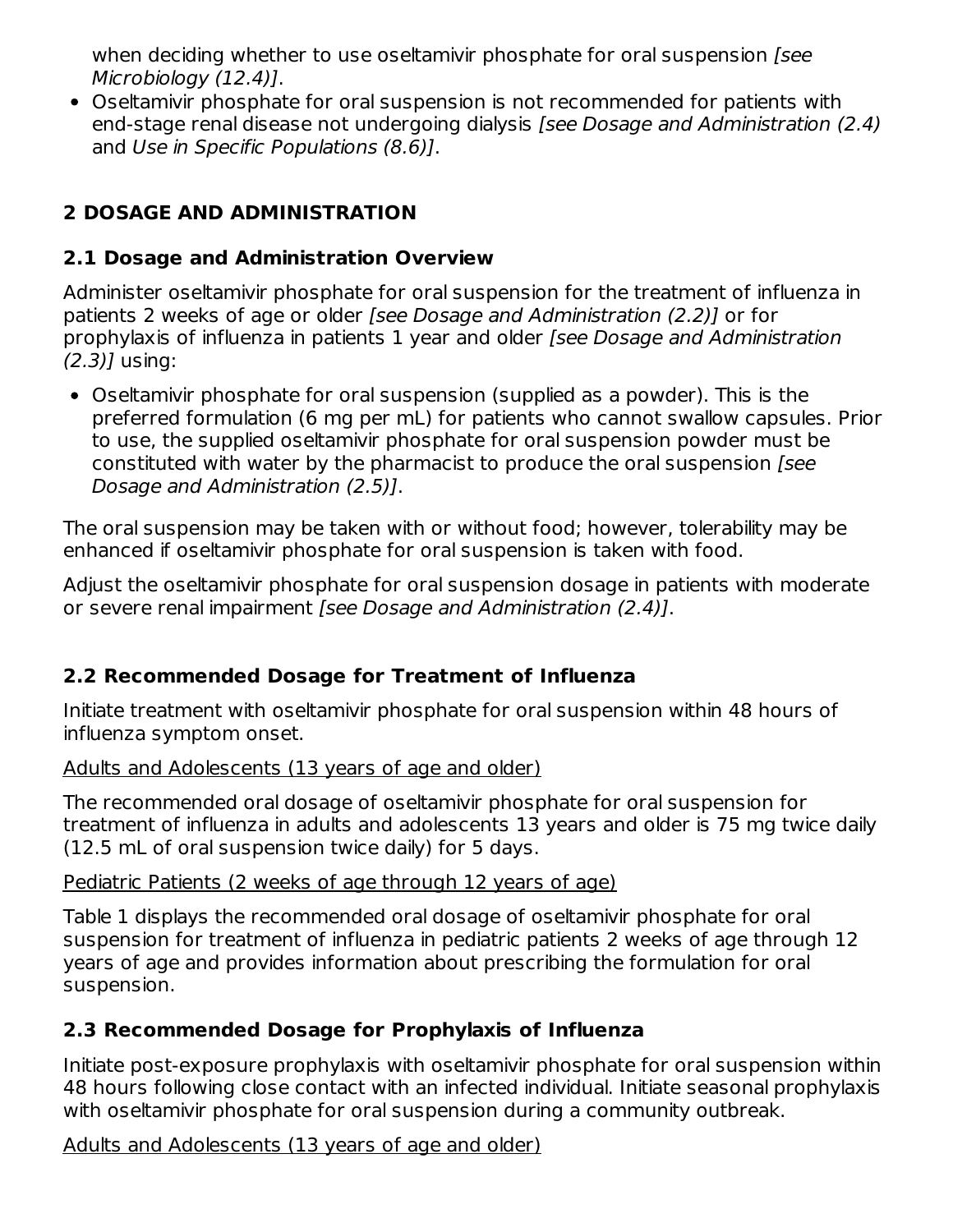when deciding whether to use oseltamivir phosphate for oral suspension *[see Microbiology (12.4)]*.

- Oseltamivir phosphate for oral suspension is not recommended for patients with end-stage renal disease not undergoing dialysis *[see Dosage and Administration (2.4)* and *Use in Specific Populations (8.6)]*.

## 2 DOSAGE AND ADMINISTRATION

### 2.1 Dosage and Administration Overview

Administer oseltamivir phosphate for oral suspension for the treatment of influenza in patients 2 weeks of age or older *[see Dosage and Administration (2.2)]* or for prophylaxis of influenza in patients 1 year and older *[see Dosage and Administration (2.3)]* using:

- Oseltamivir phosphate for oral suspension (supplied as a powder). This is the preferred formulation (6 mg per mL) for patients who cannot swallow capsules. Prior to use, the supplied oseltamivir phosphate for oral suspension powder must be constituted with water by the pharmacist to produce the oral suspension *[see Dosage and Administration (2.5)]*.

The oral suspension may be taken with or without food; however, tolerability may be enhanced if oseltamivir phosphate for oral suspension is taken with food.

Adjust the oseltamivir phosphate for oral suspension dosage in patients with moderate or severe renal impairment *[see Dosage and Administration (2.4)]*.

### 2.2 Recommended Dosage for Treatment of Influenza

Initiate treatment with oseltamivir phosphate for oral suspension within 48 hours of influenza symptom onset.

<u>Adults and Adolescents (13 years of age and older)</u>

The recommended oral dosage of oseltamivir phosphate for oral suspension for treatment of influenza in adults and adolescents 13 years and older is 75 mg twice daily (12.5 mL of oral suspension twice daily) for 5 days.

<u>Pediatric Patients (2 weeks of age through 12 years of age)</u>

Table 1 displays the recommended oral dosage of oseltamivir phosphate for oral suspension for treatment of influenza in pediatric patients 2 weeks of age through 12 years of age and provides information about prescribing the formulation for oral suspension.

### 2.3 Recommended Dosage for Prophylaxis of Influenza

Initiate post-exposure prophylaxis with oseltamivir phosphate for oral suspension within 48 hours following close contact with an infected individual. Initiate seasonal prophylaxis with oseltamivir phosphate for oral suspension during a community outbreak.

<u>Adults and Adolescents (13 years of age and older)</u>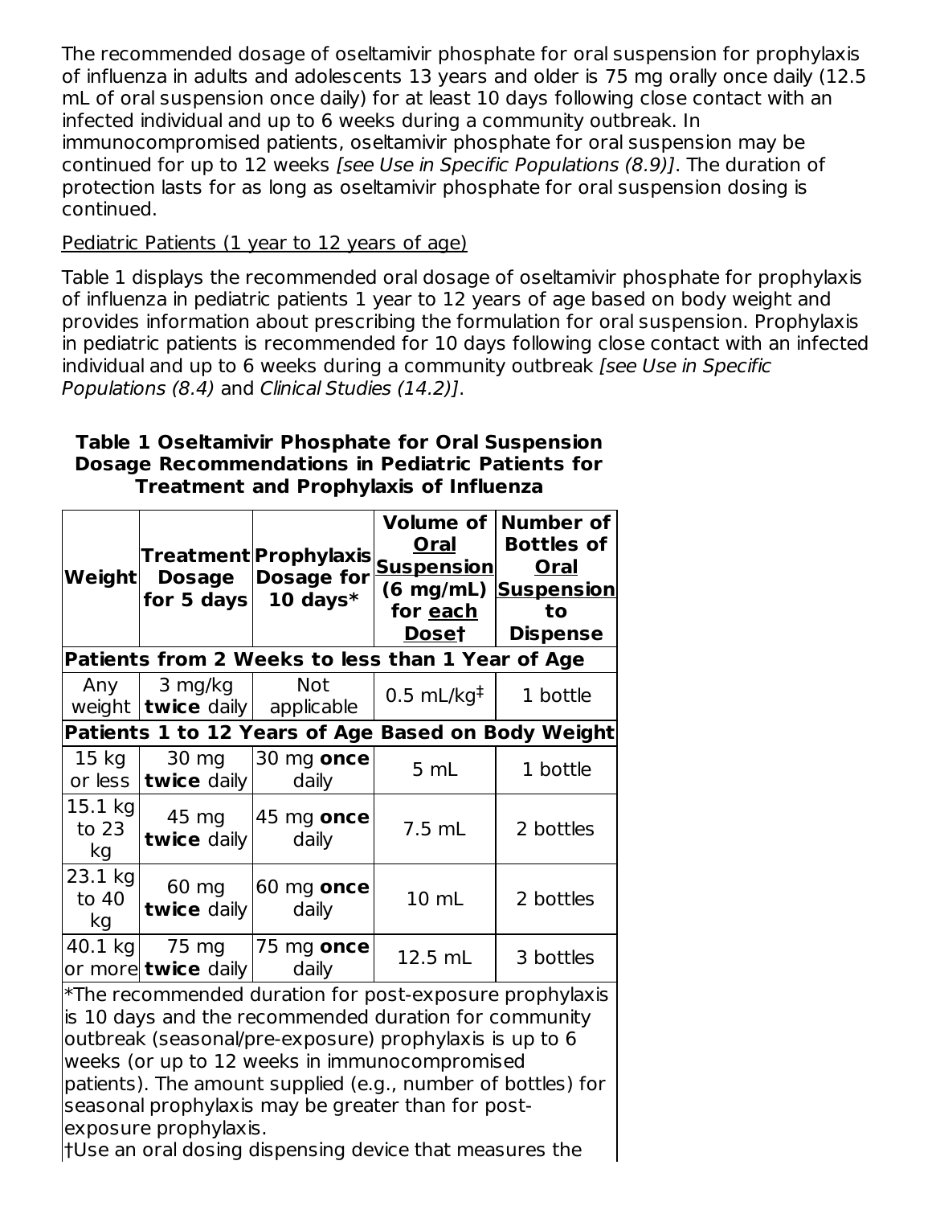The recommended dosage of oseltamivir phosphate for oral suspension for prophylaxis of influenza in adults and adolescents 13 years and older is 75 mg orally once daily (12.5 mL of oral suspension once daily) for at least 10 days following close contact with an infected individual and up to 6 weeks during a community outbreak. In immunocompromised patients, oseltamivir phosphate for oral suspension may be continued for up to 12 weeks *[see Use in Specific Populations (8.9)]*. The duration of protection lasts for as long as oseltamivir phosphate for oral suspension dosing is continued.

Pediatric Patients (1 year to 12 years of age)

Table 1 displays the recommended oral dosage of oseltamivir phosphate for prophylaxis of influenza in pediatric patients 1 year to 12 years of age based on body weight and provides information about prescribing the formulation for oral suspension. Prophylaxis in pediatric patients is recommended for 10 days following close contact with an infected individual and up to 6 weeks during a community outbreak *[see Use in Specific Populations (8.4)* and *Clinical Studies (14.2)]*.

**Table 1 Oseltamivir Phosphate for Oral Suspension Dosage Recommendations in Pediatric Patients for Treatment and Prophylaxis of Influenza**

| Weight | Treatment Dosage for 5 days | Prophylaxis Dosage for 10 days* | Volume of Oral Suspension (6 mg/mL) for each Dose† | Number of Bottles of Oral Suspension to Dispense |
|---|---|---|---|---|
| **Patients from 2 Weeks to less than 1 Year of Age** | | | | |
| Any weight | 3 mg/kg **twice** daily | Not applicable | 0.5 mL/kg‡ | 1 bottle |
| **Patients 1 to 12 Years of Age Based on Body Weight** | | | | |
| 15 kg or less | 30 mg **twice** daily | 30 mg **once** daily | 5 mL | 1 bottle |
| 15.1 kg to 23 kg | 45 mg **twice** daily | 45 mg **once** daily | 7.5 mL | 2 bottles |
| 23.1 kg to 40 kg | 60 mg **twice** daily | 60 mg **once** daily | 10 mL | 2 bottles |
| 40.1 kg or more | 75 mg **twice** daily | 75 mg **once** daily | 12.5 mL | 3 bottles |

*The recommended duration for post-exposure prophylaxis is 10 days and the recommended duration for community outbreak (seasonal/pre-exposure) prophylaxis is up to 6 weeks (or up to 12 weeks in immunocompromised patients). The amount supplied (e.g., number of bottles) for seasonal prophylaxis may be greater than for post-exposure prophylaxis.

†Use an oral dosing dispensing device that measures the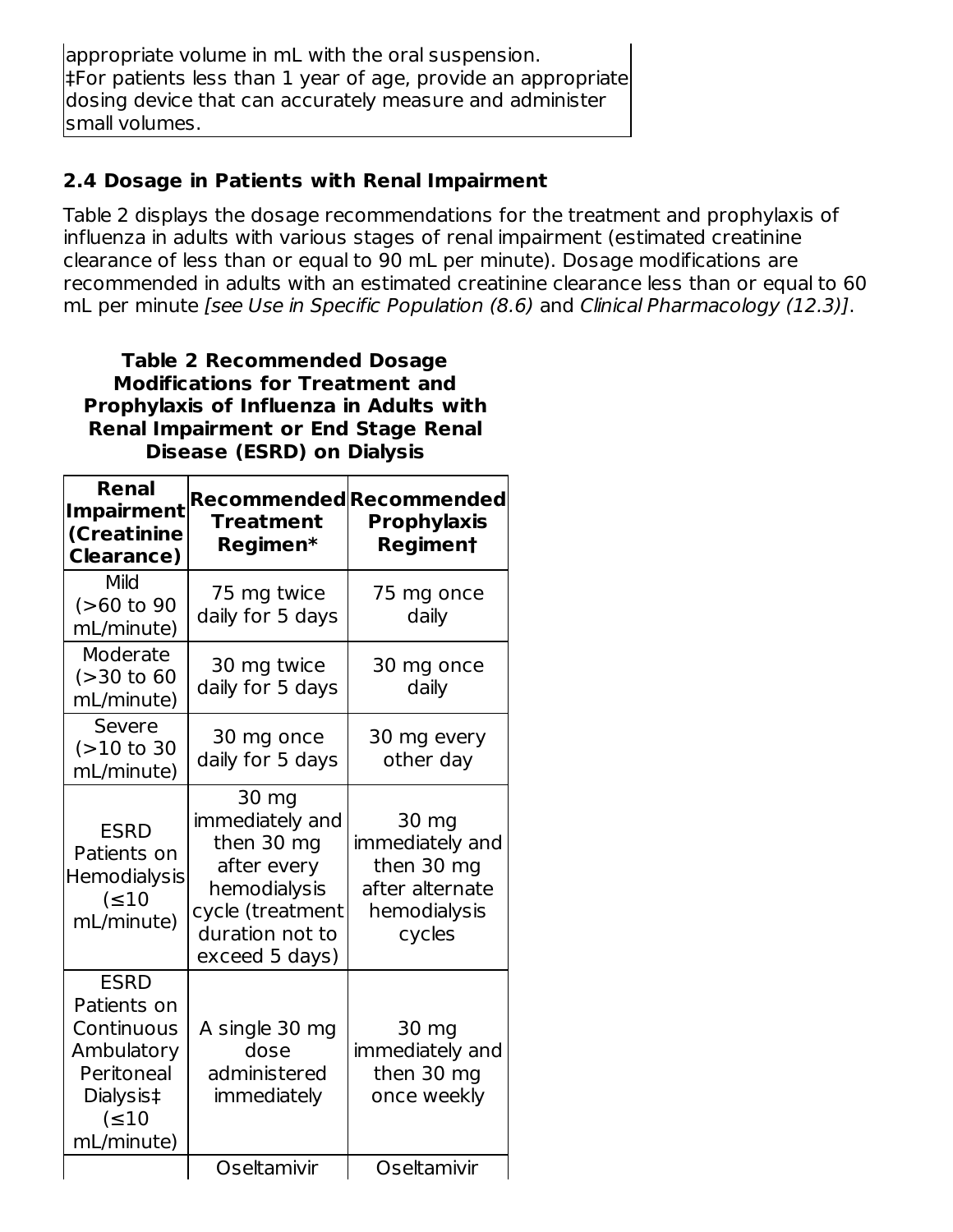appropriate volume in mL with the oral suspension.
‡For patients less than 1 year of age, provide an appropriate dosing device that can accurately measure and administer small volumes.

### 2.4 Dosage in Patients with Renal Impairment

Table 2 displays the dosage recommendations for the treatment and prophylaxis of influenza in adults with various stages of renal impairment (estimated creatinine clearance of less than or equal to 90 mL per minute). Dosage modifications are recommended in adults with an estimated creatinine clearance less than or equal to 60 mL per minute *[see Use in Specific Population (8.6)* and *Clinical Pharmacology (12.3)]*.

**Table 2 Recommended Dosage Modifications for Treatment and Prophylaxis of Influenza in Adults with Renal Impairment or End Stage Renal Disease (ESRD) on Dialysis**

| Renal Impairment (Creatinine Clearance) | Recommended Treatment Regimen* | Recommended Prophylaxis Regimen† |
|---|---|---|
| Mild (>60 to 90 mL/minute) | 75 mg twice daily for 5 days | 75 mg once daily |
| Moderate (>30 to 60 mL/minute) | 30 mg twice daily for 5 days | 30 mg once daily |
| Severe (>10 to 30 mL/minute) | 30 mg once daily for 5 days | 30 mg every other day |
| ESRD Patients on Hemodialysis (≤10 mL/minute) | 30 mg immediately and then 30 mg after every hemodialysis cycle (treatment duration not to exceed 5 days) | 30 mg immediately and then 30 mg after alternate hemodialysis cycles |
| ESRD Patients on Continuous Ambulatory Peritoneal Dialysis‡ (≤10 mL/minute) | A single 30 mg dose administered immediately | 30 mg immediately and then 30 mg once weekly |
| | Oseltamivir | Oseltamivir |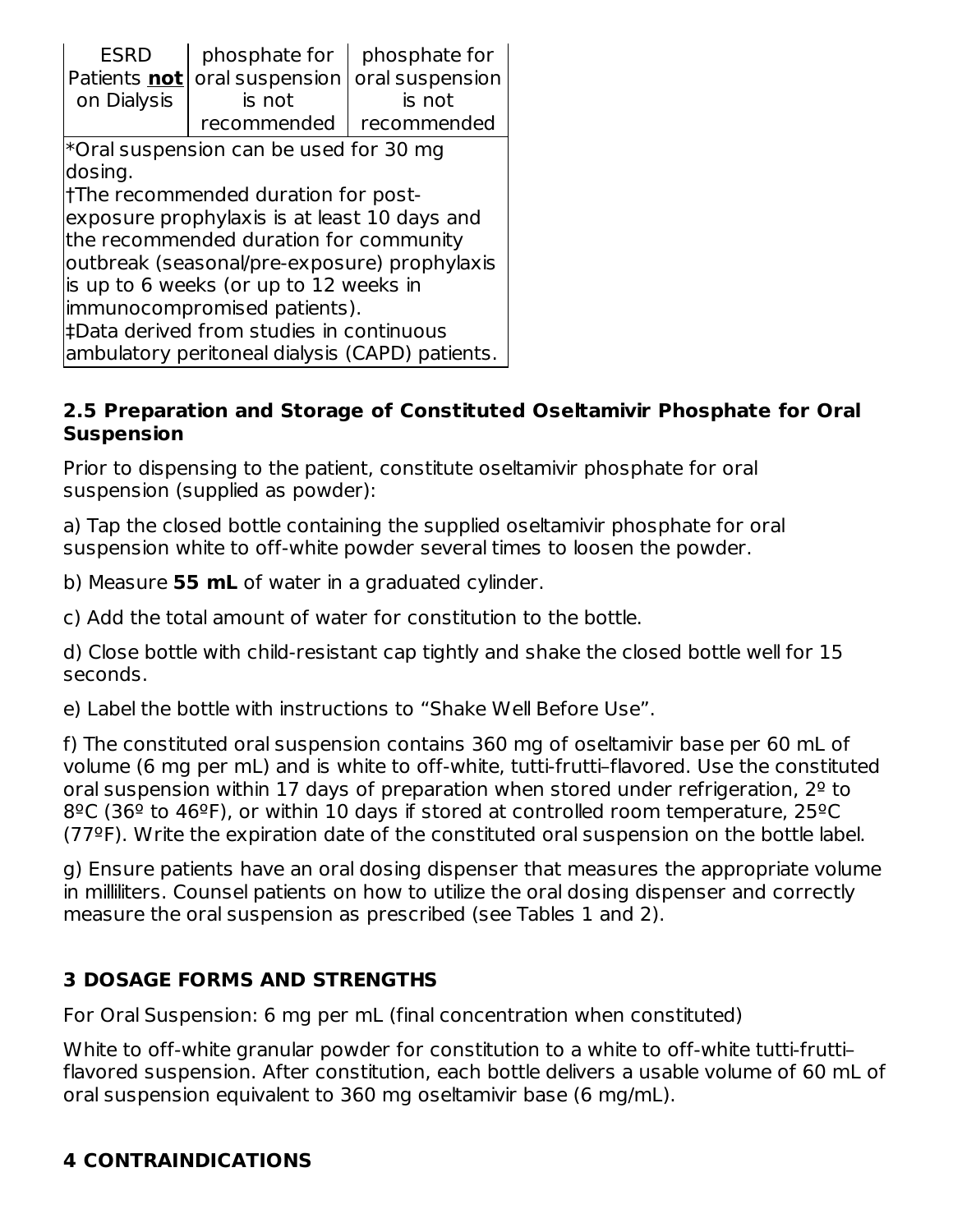| ESRD Patients **not** on Dialysis | phosphate for oral suspension is not recommended | phosphate for oral suspension is not recommended |
|---|---|---|

*Oral suspension can be used for 30 mg dosing.
†The recommended duration for post-exposure prophylaxis is at least 10 days and the recommended duration for community outbreak (seasonal/pre-exposure) prophylaxis is up to 6 weeks (or up to 12 weeks in immunocompromised patients).
‡Data derived from studies in continuous ambulatory peritoneal dialysis (CAPD) patients.

### 2.5 Preparation and Storage of Constituted Oseltamivir Phosphate for Oral Suspension

Prior to dispensing to the patient, constitute oseltamivir phosphate for oral suspension (supplied as powder):

a) Tap the closed bottle containing the supplied oseltamivir phosphate for oral suspension white to off-white powder several times to loosen the powder.

b) Measure **55 mL** of water in a graduated cylinder.

c) Add the total amount of water for constitution to the bottle.

d) Close bottle with child-resistant cap tightly and shake the closed bottle well for 15 seconds.

e) Label the bottle with instructions to "Shake Well Before Use".

f) The constituted oral suspension contains 360 mg of oseltamivir base per 60 mL of volume (6 mg per mL) and is white to off-white, tutti-frutti–flavored. Use the constituted oral suspension within 17 days of preparation when stored under refrigeration, 2º to 8ºC (36º to 46ºF), or within 10 days if stored at controlled room temperature, 25ºC (77ºF). Write the expiration date of the constituted oral suspension on the bottle label.

g) Ensure patients have an oral dosing dispenser that measures the appropriate volume in milliliters. Counsel patients on how to utilize the oral dosing dispenser and correctly measure the oral suspension as prescribed (see Tables 1 and 2).

## 3 DOSAGE FORMS AND STRENGTHS

For Oral Suspension: 6 mg per mL (final concentration when constituted)

White to off-white granular powder for constitution to a white to off-white tutti-frutti–flavored suspension. After constitution, each bottle delivers a usable volume of 60 mL of oral suspension equivalent to 360 mg oseltamivir base (6 mg/mL).

## 4 CONTRAINDICATIONS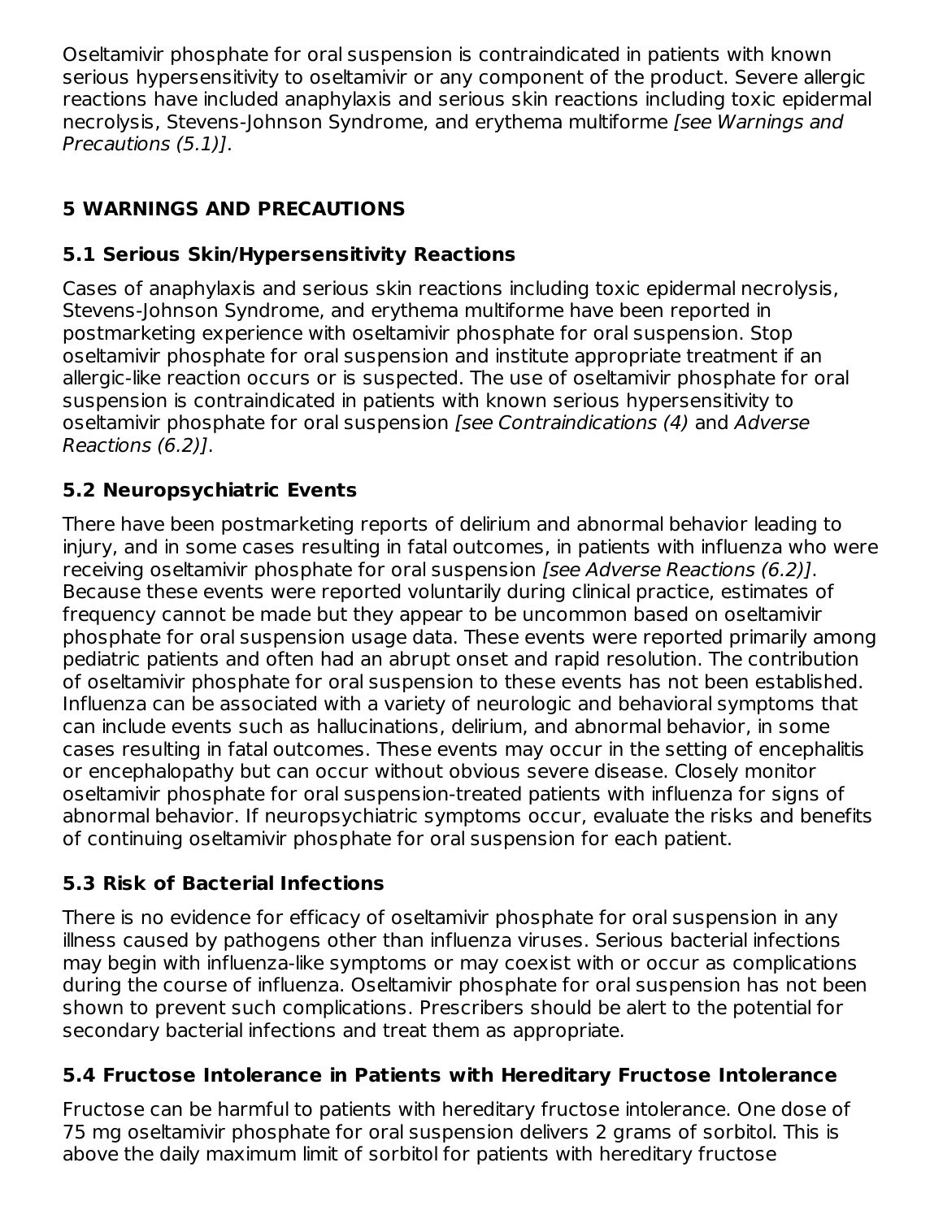Oseltamivir phosphate for oral suspension is contraindicated in patients with known serious hypersensitivity to oseltamivir or any component of the product. Severe allergic reactions have included anaphylaxis and serious skin reactions including toxic epidermal necrolysis, Stevens-Johnson Syndrome, and erythema multiforme *[see Warnings and Precautions (5.1)]*.

## 5 WARNINGS AND PRECAUTIONS

### 5.1 Serious Skin/Hypersensitivity Reactions

Cases of anaphylaxis and serious skin reactions including toxic epidermal necrolysis, Stevens-Johnson Syndrome, and erythema multiforme have been reported in postmarketing experience with oseltamivir phosphate for oral suspension. Stop oseltamivir phosphate for oral suspension and institute appropriate treatment if an allergic-like reaction occurs or is suspected. The use of oseltamivir phosphate for oral suspension is contraindicated in patients with known serious hypersensitivity to oseltamivir phosphate for oral suspension *[see Contraindications (4)* and *Adverse Reactions (6.2)]*.

### 5.2 Neuropsychiatric Events

There have been postmarketing reports of delirium and abnormal behavior leading to injury, and in some cases resulting in fatal outcomes, in patients with influenza who were receiving oseltamivir phosphate for oral suspension *[see Adverse Reactions (6.2)]*. Because these events were reported voluntarily during clinical practice, estimates of frequency cannot be made but they appear to be uncommon based on oseltamivir phosphate for oral suspension usage data. These events were reported primarily among pediatric patients and often had an abrupt onset and rapid resolution. The contribution of oseltamivir phosphate for oral suspension to these events has not been established. Influenza can be associated with a variety of neurologic and behavioral symptoms that can include events such as hallucinations, delirium, and abnormal behavior, in some cases resulting in fatal outcomes. These events may occur in the setting of encephalitis or encephalopathy but can occur without obvious severe disease. Closely monitor oseltamivir phosphate for oral suspension-treated patients with influenza for signs of abnormal behavior. If neuropsychiatric symptoms occur, evaluate the risks and benefits of continuing oseltamivir phosphate for oral suspension for each patient.

### 5.3 Risk of Bacterial Infections

There is no evidence for efficacy of oseltamivir phosphate for oral suspension in any illness caused by pathogens other than influenza viruses. Serious bacterial infections may begin with influenza-like symptoms or may coexist with or occur as complications during the course of influenza. Oseltamivir phosphate for oral suspension has not been shown to prevent such complications. Prescribers should be alert to the potential for secondary bacterial infections and treat them as appropriate.

### 5.4 Fructose Intolerance in Patients with Hereditary Fructose Intolerance

Fructose can be harmful to patients with hereditary fructose intolerance. One dose of 75 mg oseltamivir phosphate for oral suspension delivers 2 grams of sorbitol. This is above the daily maximum limit of sorbitol for patients with hereditary fructose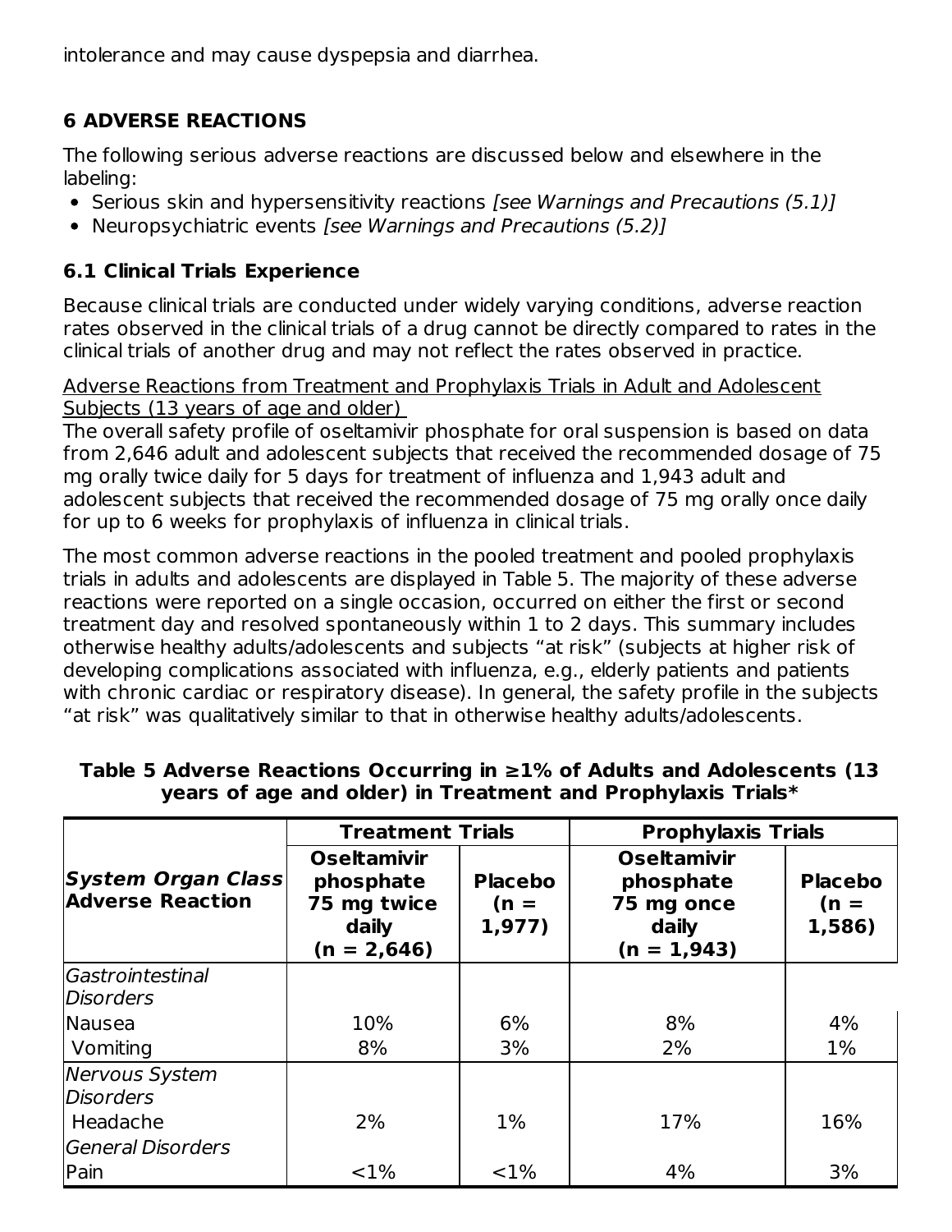intolerance and may cause dyspepsia and diarrhea.

## 6 ADVERSE REACTIONS

The following serious adverse reactions are discussed below and elsewhere in the labeling:

- Serious skin and hypersensitivity reactions *[see Warnings and Precautions (5.1)]*
- Neuropsychiatric events *[see Warnings and Precautions (5.2)]*

### 6.1 Clinical Trials Experience

Because clinical trials are conducted under widely varying conditions, adverse reaction rates observed in the clinical trials of a drug cannot be directly compared to rates in the clinical trials of another drug and may not reflect the rates observed in practice.

Adverse Reactions from Treatment and Prophylaxis Trials in Adult and Adolescent Subjects (13 years of age and older)

The overall safety profile of oseltamivir phosphate for oral suspension is based on data from 2,646 adult and adolescent subjects that received the recommended dosage of 75 mg orally twice daily for 5 days for treatment of influenza and 1,943 adult and adolescent subjects that received the recommended dosage of 75 mg orally once daily for up to 6 weeks for prophylaxis of influenza in clinical trials.

The most common adverse reactions in the pooled treatment and pooled prophylaxis trials in adults and adolescents are displayed in Table 5. The majority of these adverse reactions were reported on a single occasion, occurred on either the first or second treatment day and resolved spontaneously within 1 to 2 days. This summary includes otherwise healthy adults/adolescents and subjects "at risk" (subjects at higher risk of developing complications associated with influenza, e.g., elderly patients and patients with chronic cardiac or respiratory disease). In general, the safety profile in the subjects "at risk" was qualitatively similar to that in otherwise healthy adults/adolescents.

**Table 5 Adverse Reactions Occurring in ≥1% of Adults and Adolescents (13 years of age and older) in Treatment and Prophylaxis Trials***

| ***System Organ Class* Adverse Reaction** | **Treatment Trials** | | **Prophylaxis Trials** | |
|---|---|---|---|---|
| | **Oseltamivir phosphate 75 mg twice daily (n = 2,646)** | **Placebo (n = 1,977)** | **Oseltamivir phosphate 75 mg once daily (n = 1,943)** | **Placebo (n = 1,586)** |
| *Gastrointestinal Disorders* | | | | |
| Nausea | 10% | 6% | 8% | 4% |
| Vomiting | 8% | 3% | 2% | 1% |
| *Nervous System Disorders* | | | | |
| Headache | 2% | 1% | 17% | 16% |
| *General Disorders* | | | | |
| Pain | <1% | <1% | 4% | 3% |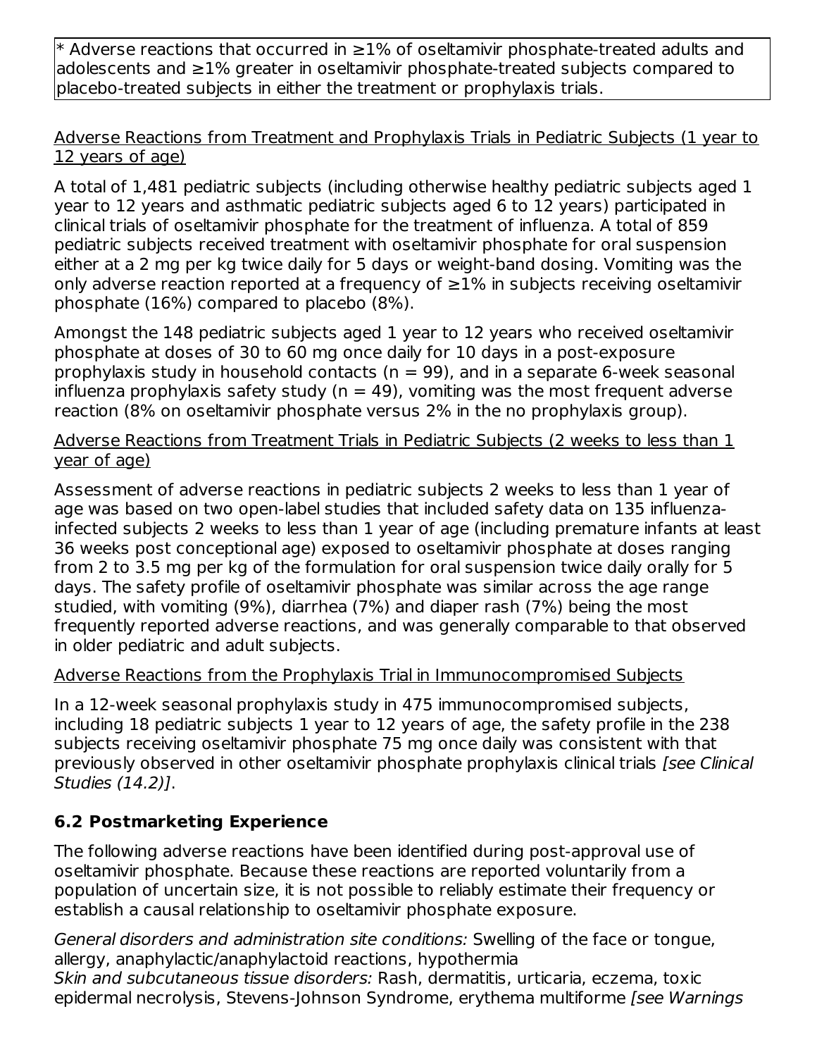* Adverse reactions that occurred in ≥1% of oseltamivir phosphate-treated adults and adolescents and ≥1% greater in oseltamivir phosphate-treated subjects compared to placebo-treated subjects in either the treatment or prophylaxis trials.

Adverse Reactions from Treatment and Prophylaxis Trials in Pediatric Subjects (1 year to 12 years of age)

A total of 1,481 pediatric subjects (including otherwise healthy pediatric subjects aged 1 year to 12 years and asthmatic pediatric subjects aged 6 to 12 years) participated in clinical trials of oseltamivir phosphate for the treatment of influenza. A total of 859 pediatric subjects received treatment with oseltamivir phosphate for oral suspension either at a 2 mg per kg twice daily for 5 days or weight-band dosing. Vomiting was the only adverse reaction reported at a frequency of ≥1% in subjects receiving oseltamivir phosphate (16%) compared to placebo (8%).

Amongst the 148 pediatric subjects aged 1 year to 12 years who received oseltamivir phosphate at doses of 30 to 60 mg once daily for 10 days in a post-exposure prophylaxis study in household contacts (n = 99), and in a separate 6-week seasonal influenza prophylaxis safety study (n = 49), vomiting was the most frequent adverse reaction (8% on oseltamivir phosphate versus 2% in the no prophylaxis group).

Adverse Reactions from Treatment Trials in Pediatric Subjects (2 weeks to less than 1 year of age)

Assessment of adverse reactions in pediatric subjects 2 weeks to less than 1 year of age was based on two open-label studies that included safety data on 135 influenza-infected subjects 2 weeks to less than 1 year of age (including premature infants at least 36 weeks post conceptional age) exposed to oseltamivir phosphate at doses ranging from 2 to 3.5 mg per kg of the formulation for oral suspension twice daily orally for 5 days. The safety profile of oseltamivir phosphate was similar across the age range studied, with vomiting (9%), diarrhea (7%) and diaper rash (7%) being the most frequently reported adverse reactions, and was generally comparable to that observed in older pediatric and adult subjects.

Adverse Reactions from the Prophylaxis Trial in Immunocompromised Subjects

In a 12-week seasonal prophylaxis study in 475 immunocompromised subjects, including 18 pediatric subjects 1 year to 12 years of age, the safety profile in the 238 subjects receiving oseltamivir phosphate 75 mg once daily was consistent with that previously observed in other oseltamivir phosphate prophylaxis clinical trials *[see Clinical Studies (14.2)]*.

### 6.2 Postmarketing Experience

The following adverse reactions have been identified during post-approval use of oseltamivir phosphate. Because these reactions are reported voluntarily from a population of uncertain size, it is not possible to reliably estimate their frequency or establish a causal relationship to oseltamivir phosphate exposure.

*General disorders and administration site conditions:* Swelling of the face or tongue, allergy, anaphylactic/anaphylactoid reactions, hypothermia
*Skin and subcutaneous tissue disorders:* Rash, dermatitis, urticaria, eczema, toxic epidermal necrolysis, Stevens-Johnson Syndrome, erythema multiforme *[see Warnings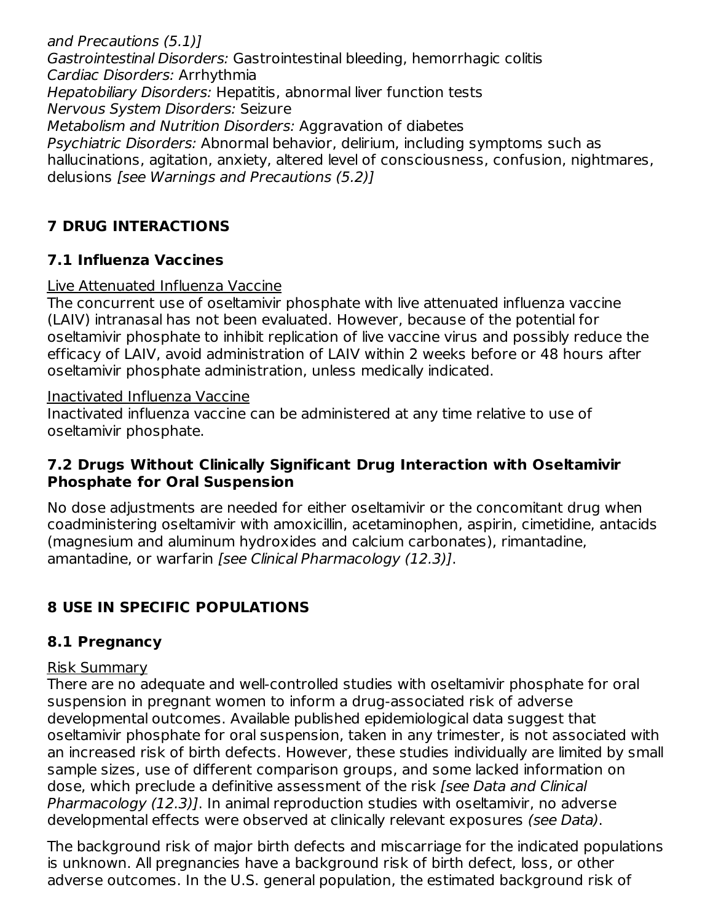*and Precautions (5.1)]*
*Gastrointestinal Disorders:* Gastrointestinal bleeding, hemorrhagic colitis
*Cardiac Disorders:* Arrhythmia
*Hepatobiliary Disorders:* Hepatitis, abnormal liver function tests
*Nervous System Disorders:* Seizure
*Metabolism and Nutrition Disorders:* Aggravation of diabetes
*Psychiatric Disorders:* Abnormal behavior, delirium, including symptoms such as hallucinations, agitation, anxiety, altered level of consciousness, confusion, nightmares, delusions *[see Warnings and Precautions (5.2)]*

## 7 DRUG INTERACTIONS

### 7.1 Influenza Vaccines

Live Attenuated Influenza Vaccine
The concurrent use of oseltamivir phosphate with live attenuated influenza vaccine (LAIV) intranasal has not been evaluated. However, because of the potential for oseltamivir phosphate to inhibit replication of live vaccine virus and possibly reduce the efficacy of LAIV, avoid administration of LAIV within 2 weeks before or 48 hours after oseltamivir phosphate administration, unless medically indicated.

Inactivated Influenza Vaccine
Inactivated influenza vaccine can be administered at any time relative to use of oseltamivir phosphate.

### 7.2 Drugs Without Clinically Significant Drug Interaction with Oseltamivir Phosphate for Oral Suspension

No dose adjustments are needed for either oseltamivir or the concomitant drug when coadministering oseltamivir with amoxicillin, acetaminophen, aspirin, cimetidine, antacids (magnesium and aluminum hydroxides and calcium carbonates), rimantadine, amantadine, or warfarin *[see Clinical Pharmacology (12.3)]*.

## 8 USE IN SPECIFIC POPULATIONS

### 8.1 Pregnancy

Risk Summary
There are no adequate and well-controlled studies with oseltamivir phosphate for oral suspension in pregnant women to inform a drug-associated risk of adverse developmental outcomes. Available published epidemiological data suggest that oseltamivir phosphate for oral suspension, taken in any trimester, is not associated with an increased risk of birth defects. However, these studies individually are limited by small sample sizes, use of different comparison groups, and some lacked information on dose, which preclude a definitive assessment of the risk *[see Data and Clinical Pharmacology (12.3)]*. In animal reproduction studies with oseltamivir, no adverse developmental effects were observed at clinically relevant exposures *(see Data)*.

The background risk of major birth defects and miscarriage for the indicated populations is unknown. All pregnancies have a background risk of birth defect, loss, or other adverse outcomes. In the U.S. general population, the estimated background risk of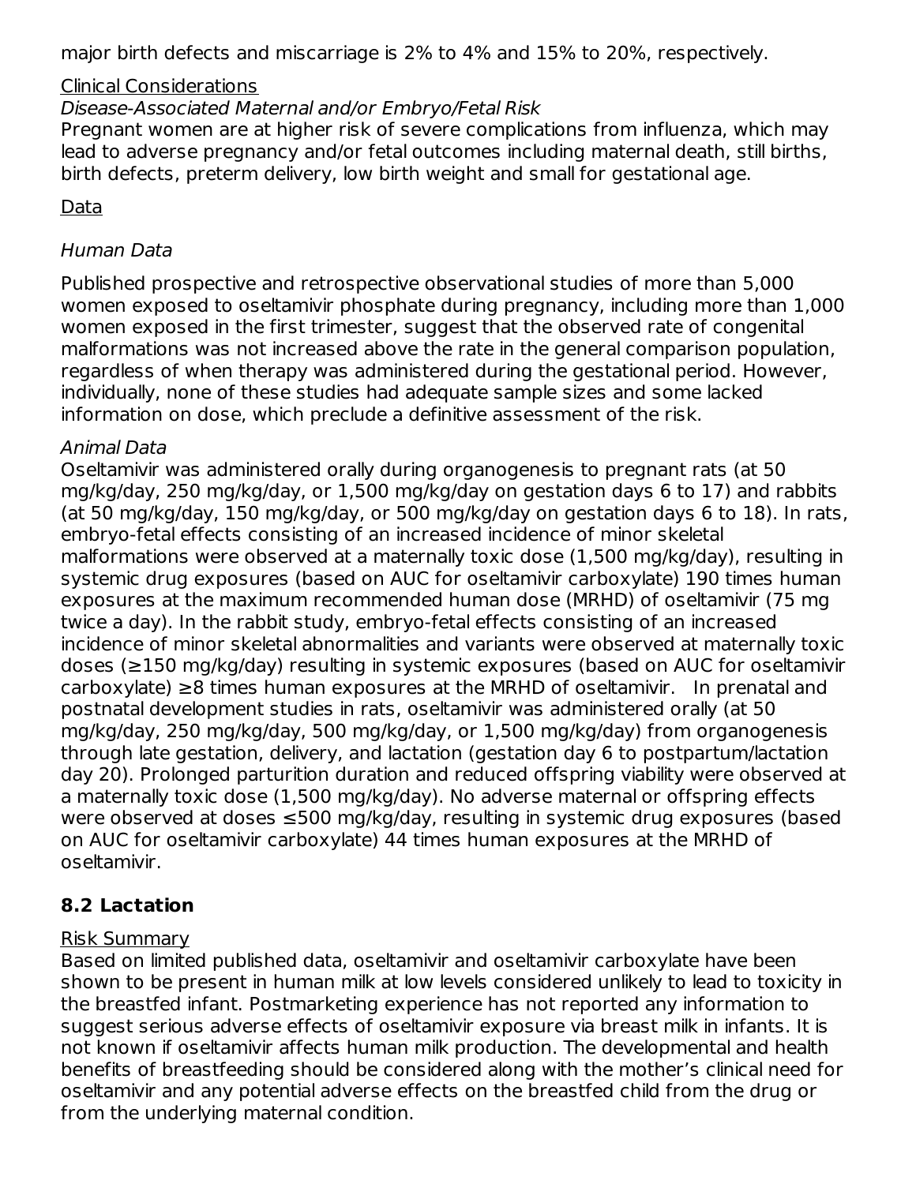major birth defects and miscarriage is 2% to 4% and 15% to 20%, respectively.

Clinical Considerations

*Disease-Associated Maternal and/or Embryo/Fetal Risk*

Pregnant women are at higher risk of severe complications from influenza, which may lead to adverse pregnancy and/or fetal outcomes including maternal death, still births, birth defects, preterm delivery, low birth weight and small for gestational age.

Data

*Human Data*

Published prospective and retrospective observational studies of more than 5,000 women exposed to oseltamivir phosphate during pregnancy, including more than 1,000 women exposed in the first trimester, suggest that the observed rate of congenital malformations was not increased above the rate in the general comparison population, regardless of when therapy was administered during the gestational period. However, individually, none of these studies had adequate sample sizes and some lacked information on dose, which preclude a definitive assessment of the risk.

*Animal Data*

Oseltamivir was administered orally during organogenesis to pregnant rats (at 50 mg/kg/day, 250 mg/kg/day, or 1,500 mg/kg/day on gestation days 6 to 17) and rabbits (at 50 mg/kg/day, 150 mg/kg/day, or 500 mg/kg/day on gestation days 6 to 18). In rats, embryo-fetal effects consisting of an increased incidence of minor skeletal malformations were observed at a maternally toxic dose (1,500 mg/kg/day), resulting in systemic drug exposures (based on AUC for oseltamivir carboxylate) 190 times human exposures at the maximum recommended human dose (MRHD) of oseltamivir (75 mg twice a day). In the rabbit study, embryo-fetal effects consisting of an increased incidence of minor skeletal abnormalities and variants were observed at maternally toxic doses (≥150 mg/kg/day) resulting in systemic exposures (based on AUC for oseltamivir carboxylate) ≥8 times human exposures at the MRHD of oseltamivir. In prenatal and postnatal development studies in rats, oseltamivir was administered orally (at 50 mg/kg/day, 250 mg/kg/day, 500 mg/kg/day, or 1,500 mg/kg/day) from organogenesis through late gestation, delivery, and lactation (gestation day 6 to postpartum/lactation day 20). Prolonged parturition duration and reduced offspring viability were observed at a maternally toxic dose (1,500 mg/kg/day). No adverse maternal or offspring effects were observed at doses ≤500 mg/kg/day, resulting in systemic drug exposures (based on AUC for oseltamivir carboxylate) 44 times human exposures at the MRHD of oseltamivir.

## 8.2 Lactation

Risk Summary

Based on limited published data, oseltamivir and oseltamivir carboxylate have been shown to be present in human milk at low levels considered unlikely to lead to toxicity in the breastfed infant. Postmarketing experience has not reported any information to suggest serious adverse effects of oseltamivir exposure via breast milk in infants. It is not known if oseltamivir affects human milk production. The developmental and health benefits of breastfeeding should be considered along with the mother's clinical need for oseltamivir and any potential adverse effects on the breastfed child from the drug or from the underlying maternal condition.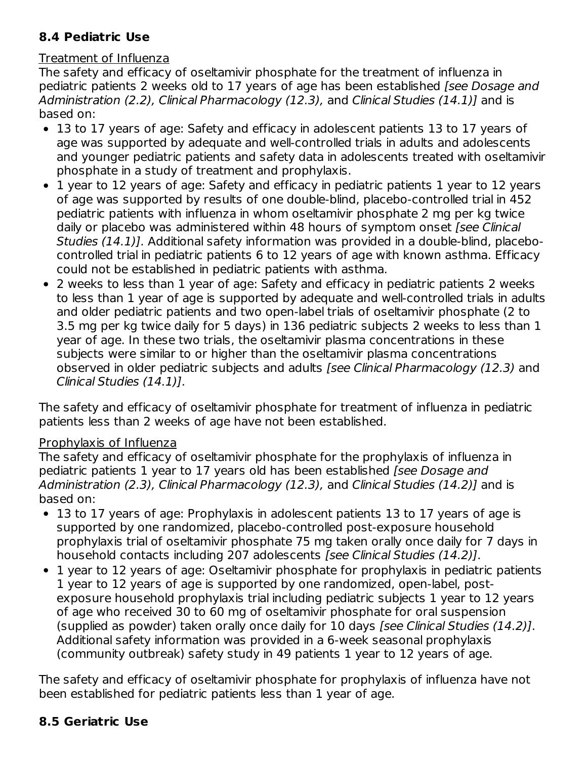### 8.4 Pediatric Use

Treatment of Influenza

The safety and efficacy of oseltamivir phosphate for the treatment of influenza in pediatric patients 2 weeks old to 17 years of age has been established *[see Dosage and Administration (2.2), Clinical Pharmacology (12.3),* and *Clinical Studies (14.1)]* and is based on:

- 13 to 17 years of age: Safety and efficacy in adolescent patients 13 to 17 years of age was supported by adequate and well-controlled trials in adults and adolescents and younger pediatric patients and safety data in adolescents treated with oseltamivir phosphate in a study of treatment and prophylaxis.
- 1 year to 12 years of age: Safety and efficacy in pediatric patients 1 year to 12 years of age was supported by results of one double-blind, placebo-controlled trial in 452 pediatric patients with influenza in whom oseltamivir phosphate 2 mg per kg twice daily or placebo was administered within 48 hours of symptom onset *[see Clinical Studies (14.1)]*. Additional safety information was provided in a double-blind, placebo-controlled trial in pediatric patients 6 to 12 years of age with known asthma. Efficacy could not be established in pediatric patients with asthma.
- 2 weeks to less than 1 year of age: Safety and efficacy in pediatric patients 2 weeks to less than 1 year of age is supported by adequate and well-controlled trials in adults and older pediatric patients and two open-label trials of oseltamivir phosphate (2 to 3.5 mg per kg twice daily for 5 days) in 136 pediatric subjects 2 weeks to less than 1 year of age. In these two trials, the oseltamivir plasma concentrations in these subjects were similar to or higher than the oseltamivir plasma concentrations observed in older pediatric subjects and adults *[see Clinical Pharmacology (12.3)* and *Clinical Studies (14.1)]*.

The safety and efficacy of oseltamivir phosphate for treatment of influenza in pediatric patients less than 2 weeks of age have not been established.

Prophylaxis of Influenza

The safety and efficacy of oseltamivir phosphate for the prophylaxis of influenza in pediatric patients 1 year to 17 years old has been established *[see Dosage and Administration (2.3), Clinical Pharmacology (12.3),* and *Clinical Studies (14.2)]* and is based on:

- 13 to 17 years of age: Prophylaxis in adolescent patients 13 to 17 years of age is supported by one randomized, placebo-controlled post-exposure household prophylaxis trial of oseltamivir phosphate 75 mg taken orally once daily for 7 days in household contacts including 207 adolescents *[see Clinical Studies (14.2)]*.
- 1 year to 12 years of age: Oseltamivir phosphate for prophylaxis in pediatric patients 1 year to 12 years of age is supported by one randomized, open-label, post-exposure household prophylaxis trial including pediatric subjects 1 year to 12 years of age who received 30 to 60 mg of oseltamivir phosphate for oral suspension (supplied as powder) taken orally once daily for 10 days *[see Clinical Studies (14.2)]*. Additional safety information was provided in a 6-week seasonal prophylaxis (community outbreak) safety study in 49 patients 1 year to 12 years of age.

The safety and efficacy of oseltamivir phosphate for prophylaxis of influenza have not been established for pediatric patients less than 1 year of age.

### 8.5 Geriatric Use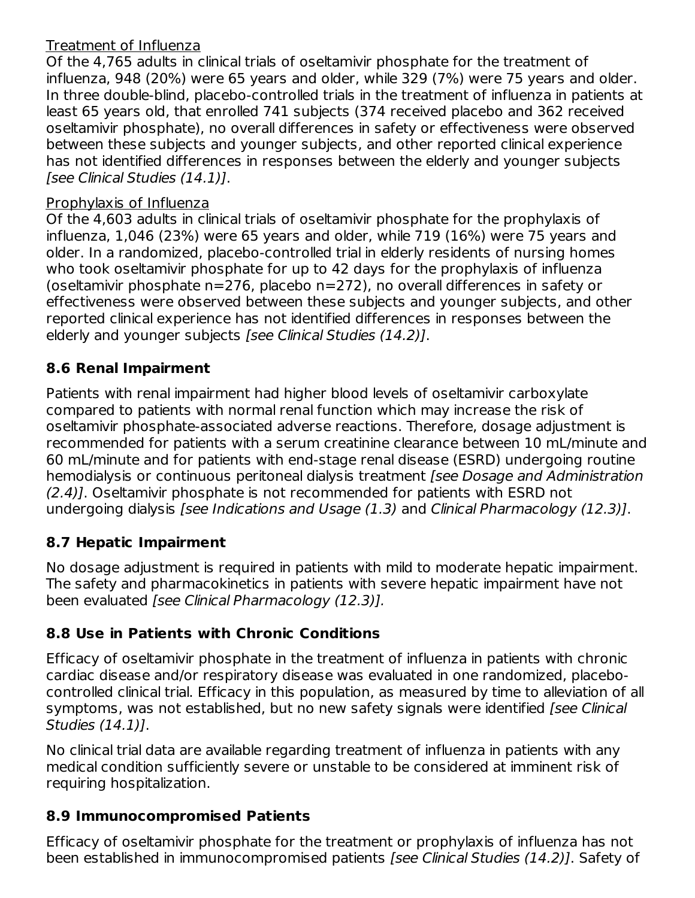Treatment of Influenza

Of the 4,765 adults in clinical trials of oseltamivir phosphate for the treatment of influenza, 948 (20%) were 65 years and older, while 329 (7%) were 75 years and older. In three double-blind, placebo-controlled trials in the treatment of influenza in patients at least 65 years old, that enrolled 741 subjects (374 received placebo and 362 received oseltamivir phosphate), no overall differences in safety or effectiveness were observed between these subjects and younger subjects, and other reported clinical experience has not identified differences in responses between the elderly and younger subjects *[see Clinical Studies (14.1)]*.

Prophylaxis of Influenza

Of the 4,603 adults in clinical trials of oseltamivir phosphate for the prophylaxis of influenza, 1,046 (23%) were 65 years and older, while 719 (16%) were 75 years and older. In a randomized, placebo-controlled trial in elderly residents of nursing homes who took oseltamivir phosphate for up to 42 days for the prophylaxis of influenza (oseltamivir phosphate n=276, placebo n=272), no overall differences in safety or effectiveness were observed between these subjects and younger subjects, and other reported clinical experience has not identified differences in responses between the elderly and younger subjects *[see Clinical Studies (14.2)]*.

### 8.6 Renal Impairment

Patients with renal impairment had higher blood levels of oseltamivir carboxylate compared to patients with normal renal function which may increase the risk of oseltamivir phosphate-associated adverse reactions. Therefore, dosage adjustment is recommended for patients with a serum creatinine clearance between 10 mL/minute and 60 mL/minute and for patients with end-stage renal disease (ESRD) undergoing routine hemodialysis or continuous peritoneal dialysis treatment *[see Dosage and Administration (2.4)]*. Oseltamivir phosphate is not recommended for patients with ESRD not undergoing dialysis *[see Indications and Usage (1.3)* and *Clinical Pharmacology (12.3)]*.

### 8.7 Hepatic Impairment

No dosage adjustment is required in patients with mild to moderate hepatic impairment. The safety and pharmacokinetics in patients with severe hepatic impairment have not been evaluated *[see Clinical Pharmacology (12.3)].*

### 8.8 Use in Patients with Chronic Conditions

Efficacy of oseltamivir phosphate in the treatment of influenza in patients with chronic cardiac disease and/or respiratory disease was evaluated in one randomized, placebo-controlled clinical trial. Efficacy in this population, as measured by time to alleviation of all symptoms, was not established, but no new safety signals were identified *[see Clinical Studies (14.1)]*.

No clinical trial data are available regarding treatment of influenza in patients with any medical condition sufficiently severe or unstable to be considered at imminent risk of requiring hospitalization.

### 8.9 Immunocompromised Patients

Efficacy of oseltamivir phosphate for the treatment or prophylaxis of influenza has not been established in immunocompromised patients *[see Clinical Studies (14.2)]*. Safety of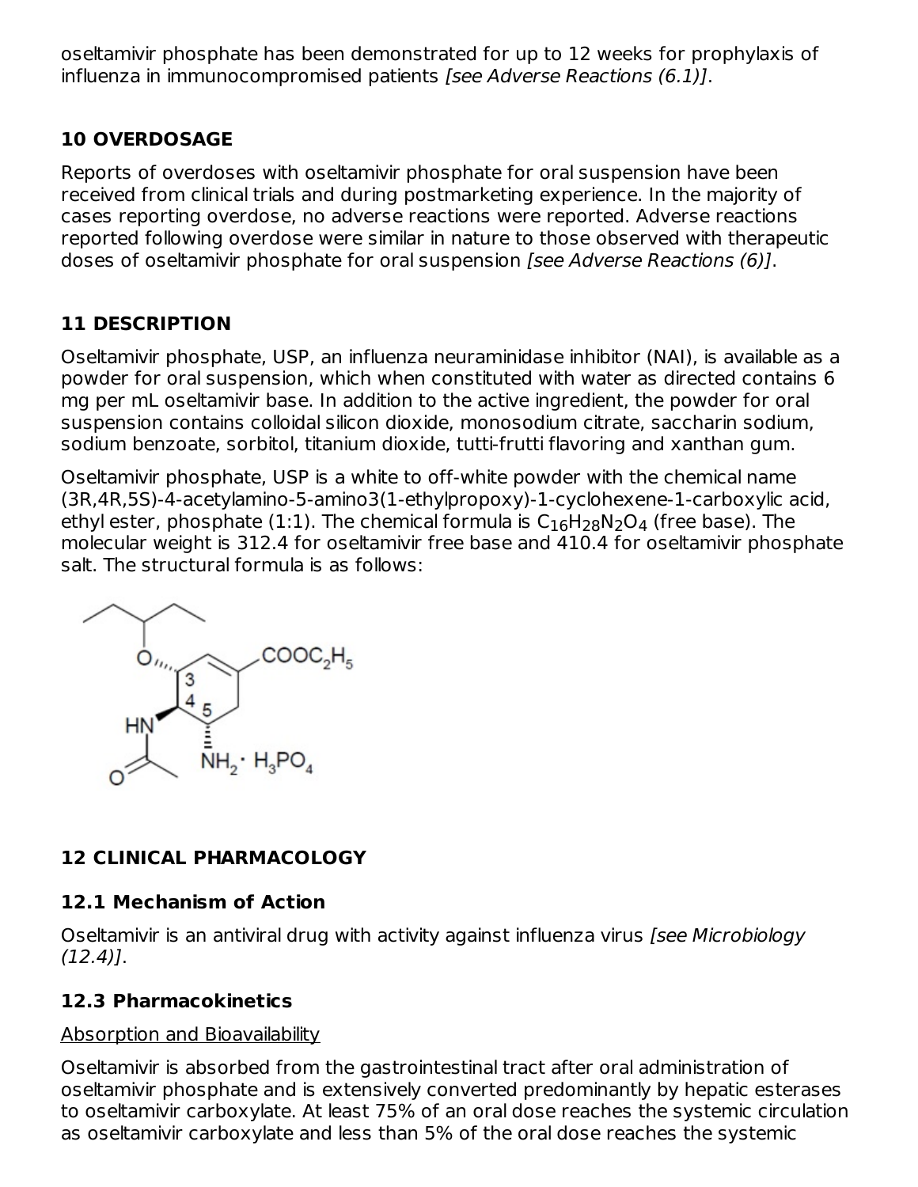oseltamivir phosphate has been demonstrated for up to 12 weeks for prophylaxis of influenza in immunocompromised patients *[see Adverse Reactions (6.1)]*.

## 10 OVERDOSAGE

Reports of overdoses with oseltamivir phosphate for oral suspension have been received from clinical trials and during postmarketing experience. In the majority of cases reporting overdose, no adverse reactions were reported. Adverse reactions reported following overdose were similar in nature to those observed with therapeutic doses of oseltamivir phosphate for oral suspension *[see Adverse Reactions (6)]*.

## 11 DESCRIPTION

Oseltamivir phosphate, USP, an influenza neuraminidase inhibitor (NAI), is available as a powder for oral suspension, which when constituted with water as directed contains 6 mg per mL oseltamivir base. In addition to the active ingredient, the powder for oral suspension contains colloidal silicon dioxide, monosodium citrate, saccharin sodium, sodium benzoate, sorbitol, titanium dioxide, tutti-frutti flavoring and xanthan gum.

Oseltamivir phosphate, USP is a white to off-white powder with the chemical name (3R,4R,5S)-4-acetylamino-5-amino3(1-ethylpropoxy)-1-cyclohexene-1-carboxylic acid, ethyl ester, phosphate (1:1). The chemical formula is $C_{16}H_{28}N_2O_4$ (free base). The molecular weight is 312.4 for oseltamivir free base and 410.4 for oseltamivir phosphate salt. The structural formula is as follows:

## 12 CLINICAL PHARMACOLOGY

### 12.1 Mechanism of Action

Oseltamivir is an antiviral drug with activity against influenza virus *[see Microbiology (12.4)]*.

### 12.3 Pharmacokinetics

Absorption and Bioavailability

Oseltamivir is absorbed from the gastrointestinal tract after oral administration of oseltamivir phosphate and is extensively converted predominantly by hepatic esterases to oseltamivir carboxylate. At least 75% of an oral dose reaches the systemic circulation as oseltamivir carboxylate and less than 5% of the oral dose reaches the systemic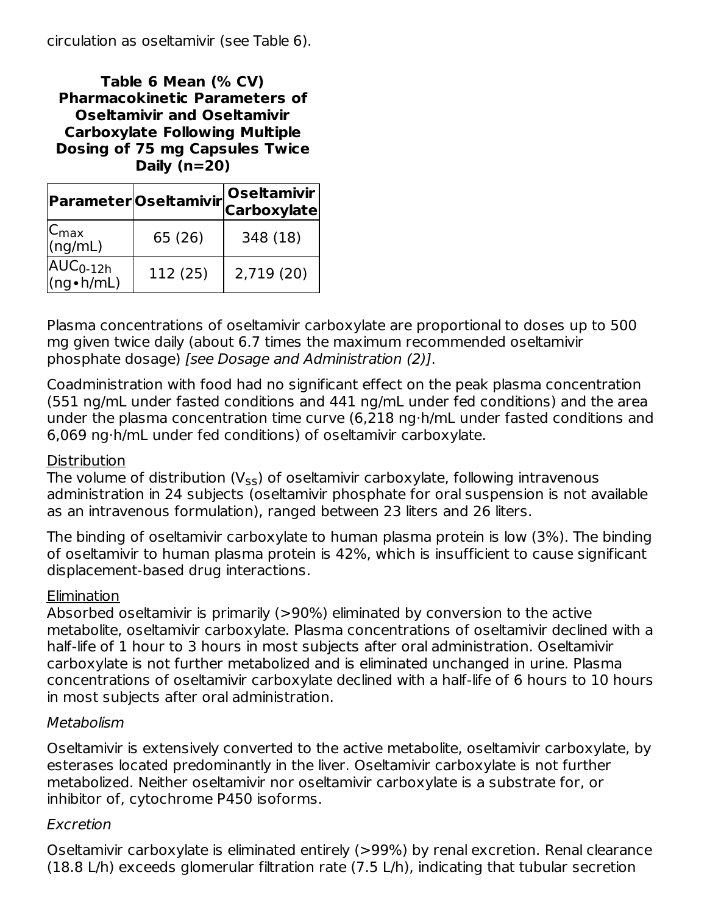circulation as oseltamivir (see Table 6).

**Table 6 Mean (% CV) Pharmacokinetic Parameters of Oseltamivir and Oseltamivir Carboxylate Following Multiple Dosing of 75 mg Capsules Twice Daily (n=20)**

| Parameter | Oseltamivir | Oseltamivir Carboxylate |
|---|---|---|
| $C_{max}$ (ng/mL) | 65 (26) | 348 (18) |
| $AUC_{0-12h}$ (ng•h/mL) | 112 (25) | 2,719 (20) |

Plasma concentrations of oseltamivir carboxylate are proportional to doses up to 500 mg given twice daily (about 6.7 times the maximum recommended oseltamivir phosphate dosage) *[see Dosage and Administration (2)]*.

Coadministration with food had no significant effect on the peak plasma concentration (551 ng/mL under fasted conditions and 441 ng/mL under fed conditions) and the area under the plasma concentration time curve (6,218 ng·h/mL under fasted conditions and 6,069 ng·h/mL under fed conditions) of oseltamivir carboxylate.

Distribution

The volume of distribution ($V_{ss}$) of oseltamivir carboxylate, following intravenous administration in 24 subjects (oseltamivir phosphate for oral suspension is not available as an intravenous formulation), ranged between 23 liters and 26 liters.

The binding of oseltamivir carboxylate to human plasma protein is low (3%). The binding of oseltamivir to human plasma protein is 42%, which is insufficient to cause significant displacement-based drug interactions.

Elimination

Absorbed oseltamivir is primarily (>90%) eliminated by conversion to the active metabolite, oseltamivir carboxylate. Plasma concentrations of oseltamivir declined with a half-life of 1 hour to 3 hours in most subjects after oral administration. Oseltamivir carboxylate is not further metabolized and is eliminated unchanged in urine. Plasma concentrations of oseltamivir carboxylate declined with a half-life of 6 hours to 10 hours in most subjects after oral administration.

*Metabolism*

Oseltamivir is extensively converted to the active metabolite, oseltamivir carboxylate, by esterases located predominantly in the liver. Oseltamivir carboxylate is not further metabolized. Neither oseltamivir nor oseltamivir carboxylate is a substrate for, or inhibitor of, cytochrome P450 isoforms.

*Excretion*

Oseltamivir carboxylate is eliminated entirely (>99%) by renal excretion. Renal clearance (18.8 L/h) exceeds glomerular filtration rate (7.5 L/h), indicating that tubular secretion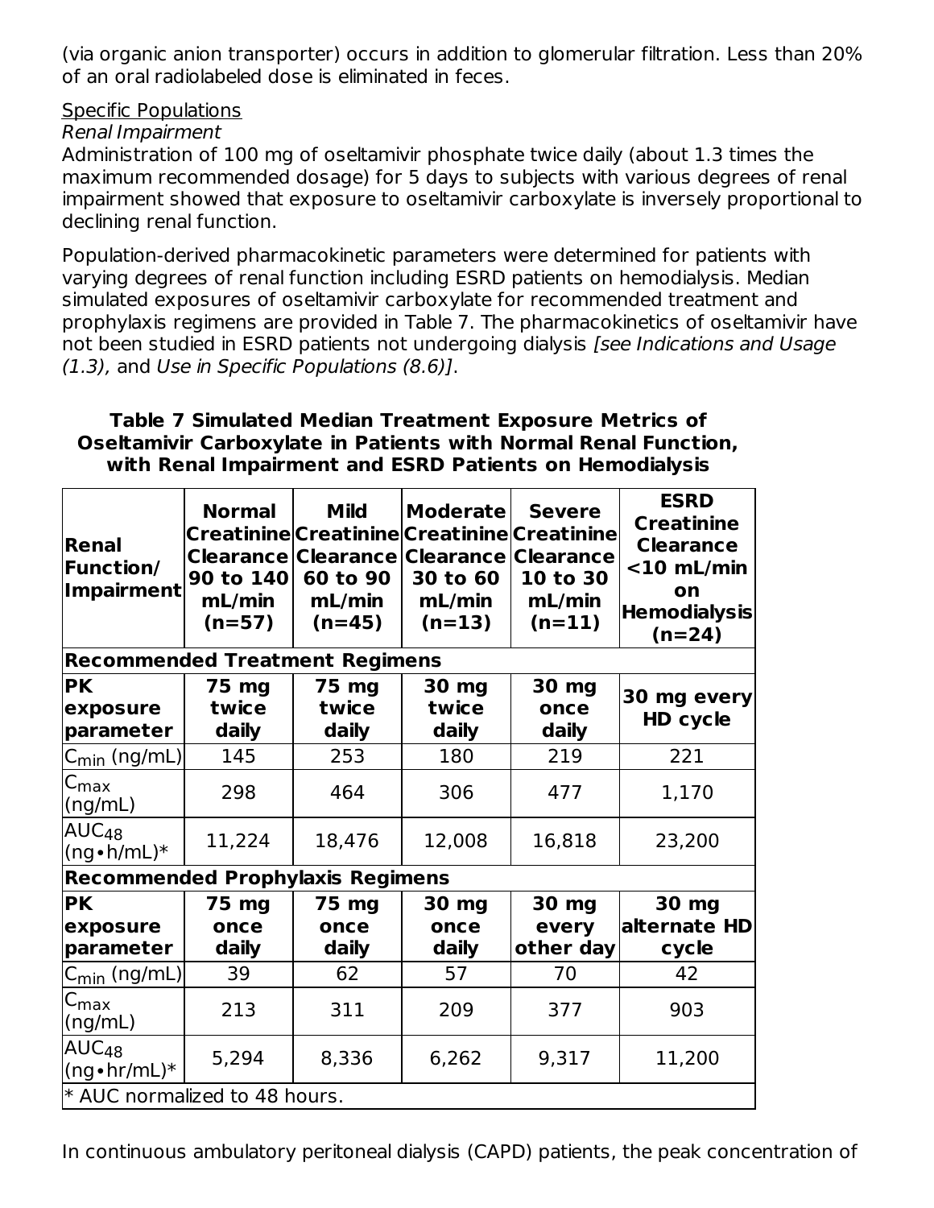(via organic anion transporter) occurs in addition to glomerular filtration. Less than 20% of an oral radiolabeled dose is eliminated in feces.

Specific Populations

*Renal Impairment*

Administration of 100 mg of oseltamivir phosphate twice daily (about 1.3 times the maximum recommended dosage) for 5 days to subjects with various degrees of renal impairment showed that exposure to oseltamivir carboxylate is inversely proportional to declining renal function.

Population-derived pharmacokinetic parameters were determined for patients with varying degrees of renal function including ESRD patients on hemodialysis. Median simulated exposures of oseltamivir carboxylate for recommended treatment and prophylaxis regimens are provided in Table 7. The pharmacokinetics of oseltamivir have not been studied in ESRD patients not undergoing dialysis *[see Indications and Usage (1.3),* and *Use in Specific Populations (8.6)]*.

**Table 7 Simulated Median Treatment Exposure Metrics of Oseltamivir Carboxylate in Patients with Normal Renal Function, with Renal Impairment and ESRD Patients on Hemodialysis**

| Renal Function/ Impairment | Normal Creatinine Clearance 90 to 140 mL/min (n=57) | Mild Creatinine Clearance 60 to 90 mL/min (n=45) | Moderate Creatinine Clearance 30 to 60 mL/min (n=13) | Severe Creatinine Clearance 10 to 30 mL/min (n=11) | ESRD Creatinine Clearance <10 mL/min on Hemodialysis (n=24) |
|---|---|---|---|---|---|
| **Recommended Treatment Regimens** | | | | | |
| **PK exposure parameter** | **75 mg twice daily** | **75 mg twice daily** | **30 mg twice daily** | **30 mg once daily** | **30 mg every HD cycle** |
| $C_{min}$ (ng/mL) | 145 | 253 | 180 | 219 | 221 |
| $C_{max}$ (ng/mL) | 298 | 464 | 306 | 477 | 1,170 |
| $AUC_{48}$ (ng•h/mL)* | 11,224 | 18,476 | 12,008 | 16,818 | 23,200 |
| **Recommended Prophylaxis Regimens** | | | | | |
| **PK exposure parameter** | **75 mg once daily** | **75 mg once daily** | **30 mg once daily** | **30 mg every other day** | **30 mg alternate HD cycle** |
| $C_{min}$ (ng/mL) | 39 | 62 | 57 | 70 | 42 |
| $C_{max}$ (ng/mL) | 213 | 311 | 209 | 377 | 903 |
| $AUC_{48}$ (ng•hr/mL)* | 5,294 | 8,336 | 6,262 | 9,317 | 11,200 |

\* AUC normalized to 48 hours.

In continuous ambulatory peritoneal dialysis (CAPD) patients, the peak concentration of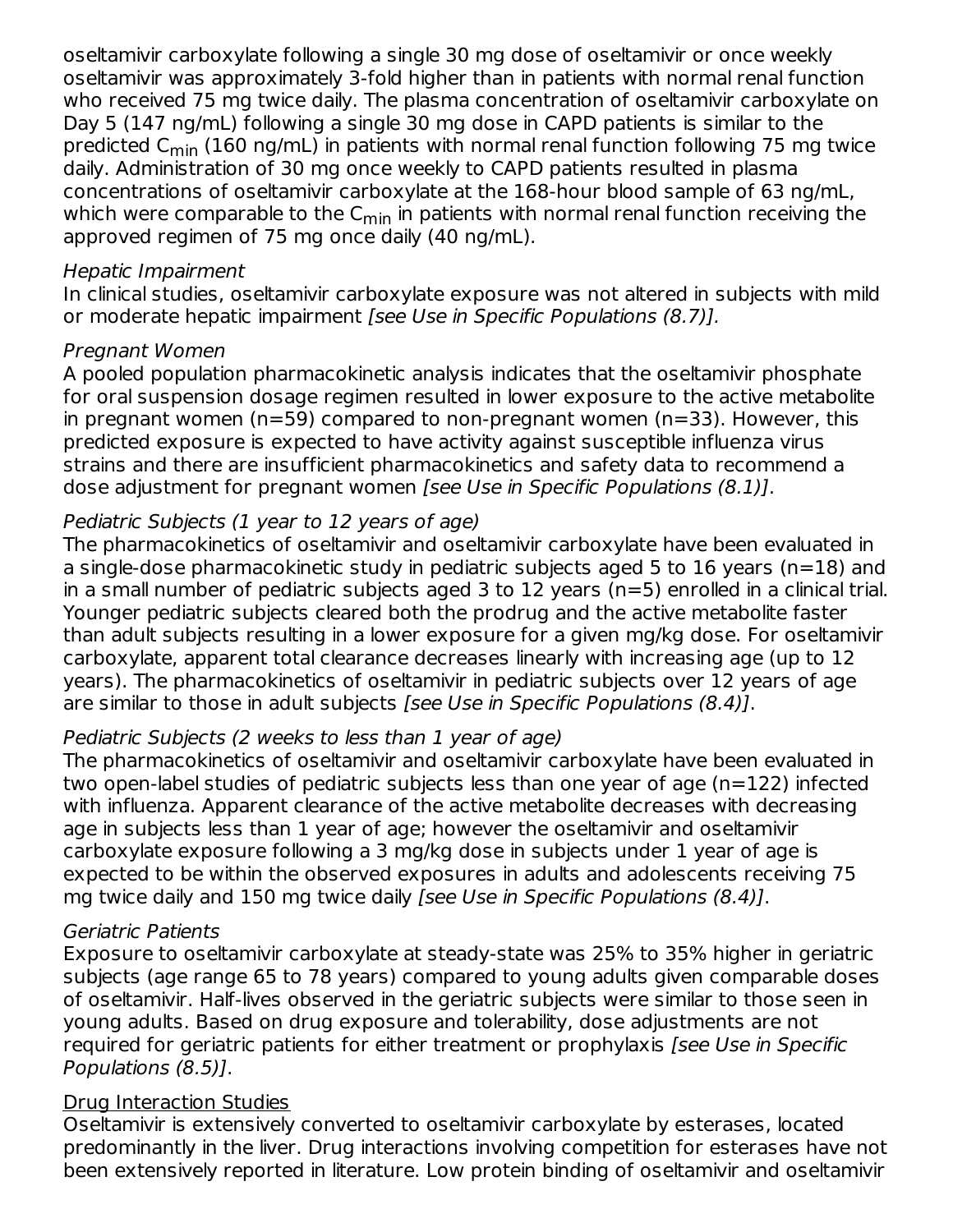oseltamivir carboxylate following a single 30 mg dose of oseltamivir or once weekly oseltamivir was approximately 3-fold higher than in patients with normal renal function who received 75 mg twice daily. The plasma concentration of oseltamivir carboxylate on Day 5 (147 ng/mL) following a single 30 mg dose in CAPD patients is similar to the predicted $C_{min}$ (160 ng/mL) in patients with normal renal function following 75 mg twice daily. Administration of 30 mg once weekly to CAPD patients resulted in plasma concentrations of oseltamivir carboxylate at the 168-hour blood sample of 63 ng/mL, which were comparable to the $C_{min}$ in patients with normal renal function receiving the approved regimen of 75 mg once daily (40 ng/mL).

*Hepatic Impairment*

In clinical studies, oseltamivir carboxylate exposure was not altered in subjects with mild or moderate hepatic impairment *[see Use in Specific Populations (8.7)].*

*Pregnant Women*

A pooled population pharmacokinetic analysis indicates that the oseltamivir phosphate for oral suspension dosage regimen resulted in lower exposure to the active metabolite in pregnant women (n=59) compared to non-pregnant women (n=33). However, this predicted exposure is expected to have activity against susceptible influenza virus strains and there are insufficient pharmacokinetics and safety data to recommend a dose adjustment for pregnant women *[see Use in Specific Populations (8.1)]*.

*Pediatric Subjects (1 year to 12 years of age)*

The pharmacokinetics of oseltamivir and oseltamivir carboxylate have been evaluated in a single-dose pharmacokinetic study in pediatric subjects aged 5 to 16 years (n=18) and in a small number of pediatric subjects aged 3 to 12 years (n=5) enrolled in a clinical trial. Younger pediatric subjects cleared both the prodrug and the active metabolite faster than adult subjects resulting in a lower exposure for a given mg/kg dose. For oseltamivir carboxylate, apparent total clearance decreases linearly with increasing age (up to 12 years). The pharmacokinetics of oseltamivir in pediatric subjects over 12 years of age are similar to those in adult subjects *[see Use in Specific Populations (8.4)]*.

*Pediatric Subjects (2 weeks to less than 1 year of age)*

The pharmacokinetics of oseltamivir and oseltamivir carboxylate have been evaluated in two open-label studies of pediatric subjects less than one year of age (n=122) infected with influenza. Apparent clearance of the active metabolite decreases with decreasing age in subjects less than 1 year of age; however the oseltamivir and oseltamivir carboxylate exposure following a 3 mg/kg dose in subjects under 1 year of age is expected to be within the observed exposures in adults and adolescents receiving 75 mg twice daily and 150 mg twice daily *[see Use in Specific Populations (8.4)]*.

*Geriatric Patients*

Exposure to oseltamivir carboxylate at steady-state was 25% to 35% higher in geriatric subjects (age range 65 to 78 years) compared to young adults given comparable doses of oseltamivir. Half-lives observed in the geriatric subjects were similar to those seen in young adults. Based on drug exposure and tolerability, dose adjustments are not required for geriatric patients for either treatment or prophylaxis *[see Use in Specific Populations (8.5)]*.

Drug Interaction Studies

Oseltamivir is extensively converted to oseltamivir carboxylate by esterases, located predominantly in the liver. Drug interactions involving competition for esterases have not been extensively reported in literature. Low protein binding of oseltamivir and oseltamivir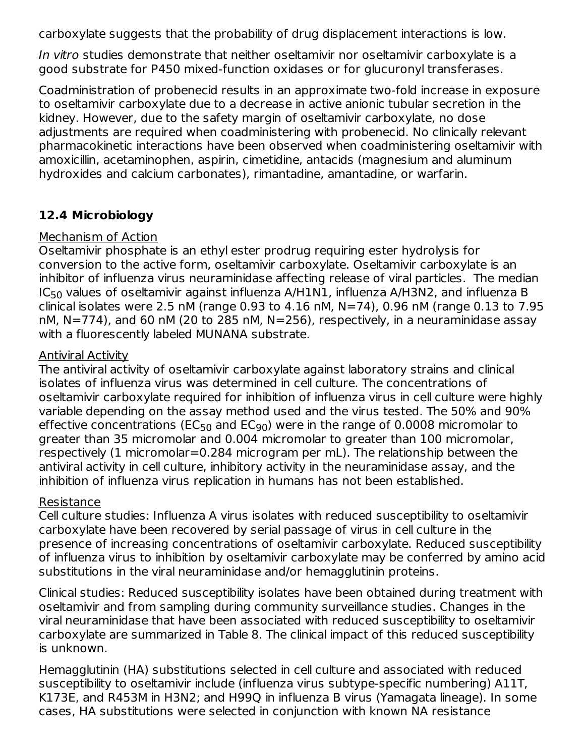carboxylate suggests that the probability of drug displacement interactions is low.

*In vitro* studies demonstrate that neither oseltamivir nor oseltamivir carboxylate is a good substrate for P450 mixed-function oxidases or for glucuronyl transferases.

Coadministration of probenecid results in an approximate two-fold increase in exposure to oseltamivir carboxylate due to a decrease in active anionic tubular secretion in the kidney. However, due to the safety margin of oseltamivir carboxylate, no dose adjustments are required when coadministering with probenecid. No clinically relevant pharmacokinetic interactions have been observed when coadministering oseltamivir with amoxicillin, acetaminophen, aspirin, cimetidine, antacids (magnesium and aluminum hydroxides and calcium carbonates), rimantadine, amantadine, or warfarin.

### 12.4 Microbiology

Mechanism of Action

Oseltamivir phosphate is an ethyl ester prodrug requiring ester hydrolysis for conversion to the active form, oseltamivir carboxylate. Oseltamivir carboxylate is an inhibitor of influenza virus neuraminidase affecting release of viral particles. The median $IC_{50}$ values of oseltamivir against influenza A/H1N1, influenza A/H3N2, and influenza B clinical isolates were 2.5 nM (range 0.93 to 4.16 nM, N=74), 0.96 nM (range 0.13 to 7.95 nM, N=774), and 60 nM (20 to 285 nM, N=256), respectively, in a neuraminidase assay with a fluorescently labeled MUNANA substrate.

Antiviral Activity

The antiviral activity of oseltamivir carboxylate against laboratory strains and clinical isolates of influenza virus was determined in cell culture. The concentrations of oseltamivir carboxylate required for inhibition of influenza virus in cell culture were highly variable depending on the assay method used and the virus tested. The 50% and 90% effective concentrations ($EC_{50}$ and $EC_{90}$) were in the range of 0.0008 micromolar to greater than 35 micromolar and 0.004 micromolar to greater than 100 micromolar, respectively (1 micromolar=0.284 microgram per mL). The relationship between the antiviral activity in cell culture, inhibitory activity in the neuraminidase assay, and the inhibition of influenza virus replication in humans has not been established.

Resistance

Cell culture studies: Influenza A virus isolates with reduced susceptibility to oseltamivir carboxylate have been recovered by serial passage of virus in cell culture in the presence of increasing concentrations of oseltamivir carboxylate. Reduced susceptibility of influenza virus to inhibition by oseltamivir carboxylate may be conferred by amino acid substitutions in the viral neuraminidase and/or hemagglutinin proteins.

Clinical studies: Reduced susceptibility isolates have been obtained during treatment with oseltamivir and from sampling during community surveillance studies. Changes in the viral neuraminidase that have been associated with reduced susceptibility to oseltamivir carboxylate are summarized in Table 8. The clinical impact of this reduced susceptibility is unknown.

Hemagglutinin (HA) substitutions selected in cell culture and associated with reduced susceptibility to oseltamivir include (influenza virus subtype-specific numbering) A11T, K173E, and R453M in H3N2; and H99Q in influenza B virus (Yamagata lineage). In some cases, HA substitutions were selected in conjunction with known NA resistance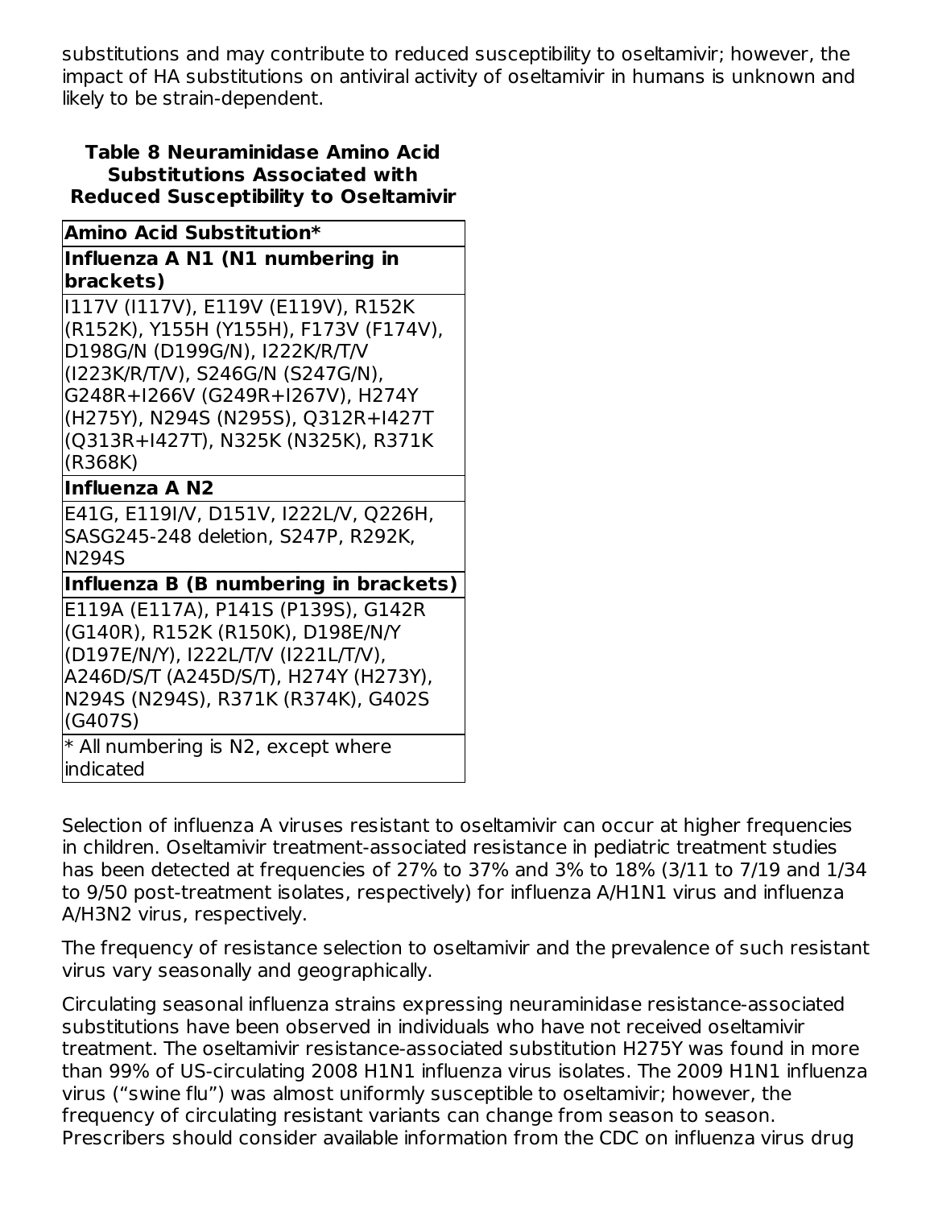substitutions and may contribute to reduced susceptibility to oseltamivir; however, the impact of HA substitutions on antiviral activity of oseltamivir in humans is unknown and likely to be strain-dependent.

**Table 8 Neuraminidase Amino Acid Substitutions Associated with Reduced Susceptibility to Oseltamivir**

| Amino Acid Substitution* |
|---|
| **Influenza A N1 (N1 numbering in brackets)** |
| I117V (I117V), E119V (E119V), R152K (R152K), Y155H (Y155H), F173V (F174V), D198G/N (D199G/N), I222K/R/T/V (I223K/R/T/V), S246G/N (S247G/N), G248R+I266V (G249R+I267V), H274Y (H275Y), N294S (N295S), Q312R+I427T (Q313R+I427T), N325K (N325K), R371K (R368K) |
| **Influenza A N2** |
| E41G, E119I/V, D151V, I222L/V, Q226H, SASG245-248 deletion, S247P, R292K, N294S |
| **Influenza B (B numbering in brackets)** |
| E119A (E117A), P141S (P139S), G142R (G140R), R152K (R150K), D198E/N/Y (D197E/N/Y), I222L/T/V (I221L/T/V), A246D/S/T (A245D/S/T), H274Y (H273Y), N294S (N294S), R371K (R374K), G402S (G407S) |
| * All numbering is N2, except where indicated |

Selection of influenza A viruses resistant to oseltamivir can occur at higher frequencies in children. Oseltamivir treatment-associated resistance in pediatric treatment studies has been detected at frequencies of 27% to 37% and 3% to 18% (3/11 to 7/19 and 1/34 to 9/50 post-treatment isolates, respectively) for influenza A/H1N1 virus and influenza A/H3N2 virus, respectively.

The frequency of resistance selection to oseltamivir and the prevalence of such resistant virus vary seasonally and geographically.

Circulating seasonal influenza strains expressing neuraminidase resistance-associated substitutions have been observed in individuals who have not received oseltamivir treatment. The oseltamivir resistance-associated substitution H275Y was found in more than 99% of US-circulating 2008 H1N1 influenza virus isolates. The 2009 H1N1 influenza virus ("swine flu") was almost uniformly susceptible to oseltamivir; however, the frequency of circulating resistant variants can change from season to season. Prescribers should consider available information from the CDC on influenza virus drug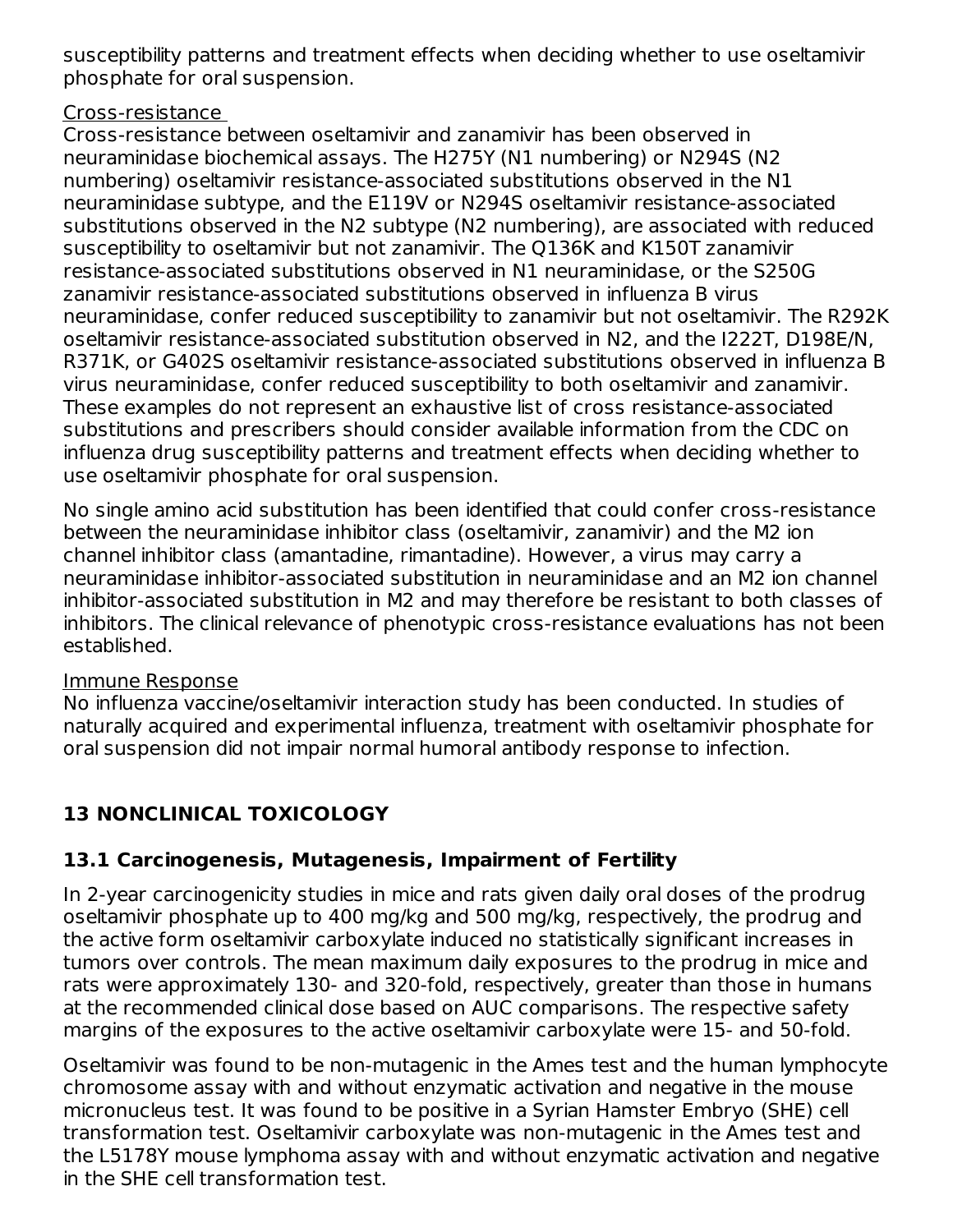susceptibility patterns and treatment effects when deciding whether to use oseltamivir phosphate for oral suspension.

Cross-resistance

Cross-resistance between oseltamivir and zanamivir has been observed in neuraminidase biochemical assays. The H275Y (N1 numbering) or N294S (N2 numbering) oseltamivir resistance-associated substitutions observed in the N1 neuraminidase subtype, and the E119V or N294S oseltamivir resistance-associated substitutions observed in the N2 subtype (N2 numbering), are associated with reduced susceptibility to oseltamivir but not zanamivir. The Q136K and K150T zanamivir resistance-associated substitutions observed in N1 neuraminidase, or the S250G zanamivir resistance-associated substitutions observed in influenza B virus neuraminidase, confer reduced susceptibility to zanamivir but not oseltamivir. The R292K oseltamivir resistance-associated substitution observed in N2, and the I222T, D198E/N, R371K, or G402S oseltamivir resistance-associated substitutions observed in influenza B virus neuraminidase, confer reduced susceptibility to both oseltamivir and zanamivir. These examples do not represent an exhaustive list of cross resistance-associated substitutions and prescribers should consider available information from the CDC on influenza drug susceptibility patterns and treatment effects when deciding whether to use oseltamivir phosphate for oral suspension.

No single amino acid substitution has been identified that could confer cross-resistance between the neuraminidase inhibitor class (oseltamivir, zanamivir) and the M2 ion channel inhibitor class (amantadine, rimantadine). However, a virus may carry a neuraminidase inhibitor-associated substitution in neuraminidase and an M2 ion channel inhibitor-associated substitution in M2 and may therefore be resistant to both classes of inhibitors. The clinical relevance of phenotypic cross-resistance evaluations has not been established.

Immune Response

No influenza vaccine/oseltamivir interaction study has been conducted. In studies of naturally acquired and experimental influenza, treatment with oseltamivir phosphate for oral suspension did not impair normal humoral antibody response to infection.

## 13 NONCLINICAL TOXICOLOGY

### 13.1 Carcinogenesis, Mutagenesis, Impairment of Fertility

In 2-year carcinogenicity studies in mice and rats given daily oral doses of the prodrug oseltamivir phosphate up to 400 mg/kg and 500 mg/kg, respectively, the prodrug and the active form oseltamivir carboxylate induced no statistically significant increases in tumors over controls. The mean maximum daily exposures to the prodrug in mice and rats were approximately 130- and 320-fold, respectively, greater than those in humans at the recommended clinical dose based on AUC comparisons. The respective safety margins of the exposures to the active oseltamivir carboxylate were 15- and 50-fold.

Oseltamivir was found to be non-mutagenic in the Ames test and the human lymphocyte chromosome assay with and without enzymatic activation and negative in the mouse micronucleus test. It was found to be positive in a Syrian Hamster Embryo (SHE) cell transformation test. Oseltamivir carboxylate was non-mutagenic in the Ames test and the L5178Y mouse lymphoma assay with and without enzymatic activation and negative in the SHE cell transformation test.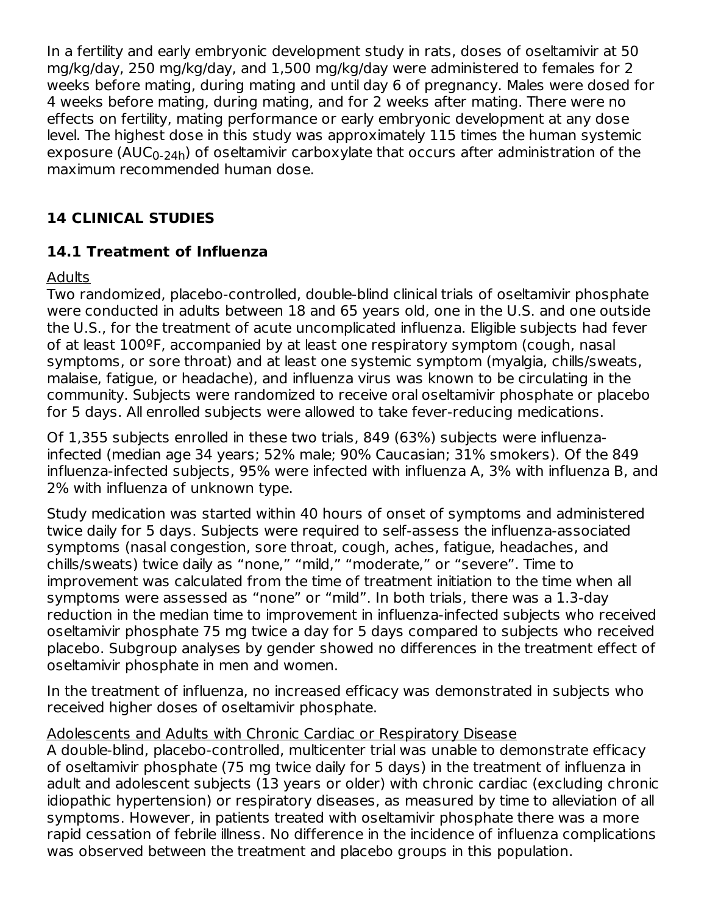In a fertility and early embryonic development study in rats, doses of oseltamivir at 50 mg/kg/day, 250 mg/kg/day, and 1,500 mg/kg/day were administered to females for 2 weeks before mating, during mating and until day 6 of pregnancy. Males were dosed for 4 weeks before mating, during mating, and for 2 weeks after mating. There were no effects on fertility, mating performance or early embryonic development at any dose level. The highest dose in this study was approximately 115 times the human systemic exposure ($AUC_{0\text{-}24h}$) of oseltamivir carboxylate that occurs after administration of the maximum recommended human dose.

## 14 CLINICAL STUDIES

### 14.1 Treatment of Influenza

Adults

Two randomized, placebo-controlled, double-blind clinical trials of oseltamivir phosphate were conducted in adults between 18 and 65 years old, one in the U.S. and one outside the U.S., for the treatment of acute uncomplicated influenza. Eligible subjects had fever of at least 100ºF, accompanied by at least one respiratory symptom (cough, nasal symptoms, or sore throat) and at least one systemic symptom (myalgia, chills/sweats, malaise, fatigue, or headache), and influenza virus was known to be circulating in the community. Subjects were randomized to receive oral oseltamivir phosphate or placebo for 5 days. All enrolled subjects were allowed to take fever-reducing medications.

Of 1,355 subjects enrolled in these two trials, 849 (63%) subjects were influenza-infected (median age 34 years; 52% male; 90% Caucasian; 31% smokers). Of the 849 influenza-infected subjects, 95% were infected with influenza A, 3% with influenza B, and 2% with influenza of unknown type.

Study medication was started within 40 hours of onset of symptoms and administered twice daily for 5 days. Subjects were required to self-assess the influenza-associated symptoms (nasal congestion, sore throat, cough, aches, fatigue, headaches, and chills/sweats) twice daily as "none," "mild," "moderate," or "severe". Time to improvement was calculated from the time of treatment initiation to the time when all symptoms were assessed as "none" or "mild". In both trials, there was a 1.3-day reduction in the median time to improvement in influenza-infected subjects who received oseltamivir phosphate 75 mg twice a day for 5 days compared to subjects who received placebo. Subgroup analyses by gender showed no differences in the treatment effect of oseltamivir phosphate in men and women.

In the treatment of influenza, no increased efficacy was demonstrated in subjects who received higher doses of oseltamivir phosphate.

Adolescents and Adults with Chronic Cardiac or Respiratory Disease

A double-blind, placebo-controlled, multicenter trial was unable to demonstrate efficacy of oseltamivir phosphate (75 mg twice daily for 5 days) in the treatment of influenza in adult and adolescent subjects (13 years or older) with chronic cardiac (excluding chronic idiopathic hypertension) or respiratory diseases, as measured by time to alleviation of all symptoms. However, in patients treated with oseltamivir phosphate there was a more rapid cessation of febrile illness. No difference in the incidence of influenza complications was observed between the treatment and placebo groups in this population.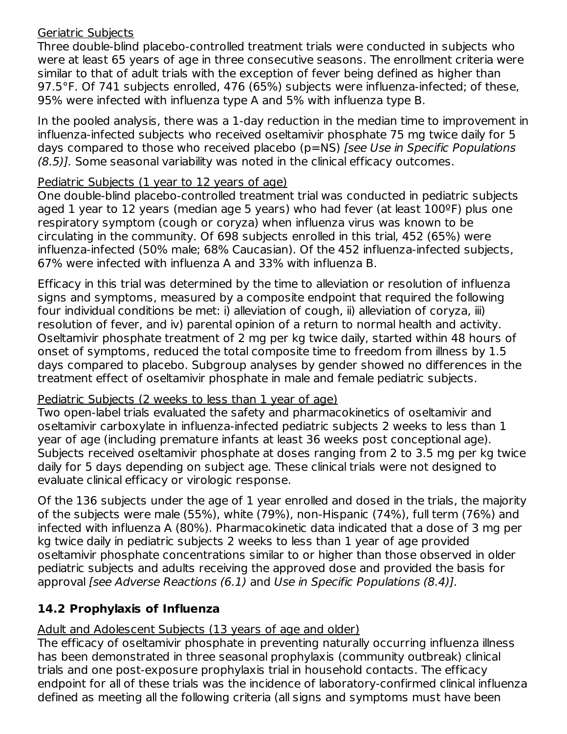Geriatric Subjects

Three double-blind placebo-controlled treatment trials were conducted in subjects who were at least 65 years of age in three consecutive seasons. The enrollment criteria were similar to that of adult trials with the exception of fever being defined as higher than 97.5°F. Of 741 subjects enrolled, 476 (65%) subjects were influenza-infected; of these, 95% were infected with influenza type A and 5% with influenza type B.

In the pooled analysis, there was a 1-day reduction in the median time to improvement in influenza-infected subjects who received oseltamivir phosphate 75 mg twice daily for 5 days compared to those who received placebo (p=NS) *[see Use in Specific Populations (8.5)].* Some seasonal variability was noted in the clinical efficacy outcomes.

Pediatric Subjects (1 year to 12 years of age)

One double-blind placebo-controlled treatment trial was conducted in pediatric subjects aged 1 year to 12 years (median age 5 years) who had fever (at least 100ºF) plus one respiratory symptom (cough or coryza) when influenza virus was known to be circulating in the community. Of 698 subjects enrolled in this trial, 452 (65%) were influenza-infected (50% male; 68% Caucasian). Of the 452 influenza-infected subjects, 67% were infected with influenza A and 33% with influenza B.

Efficacy in this trial was determined by the time to alleviation or resolution of influenza signs and symptoms, measured by a composite endpoint that required the following four individual conditions be met: i) alleviation of cough, ii) alleviation of coryza, iii) resolution of fever, and iv) parental opinion of a return to normal health and activity. Oseltamivir phosphate treatment of 2 mg per kg twice daily, started within 48 hours of onset of symptoms, reduced the total composite time to freedom from illness by 1.5 days compared to placebo. Subgroup analyses by gender showed no differences in the treatment effect of oseltamivir phosphate in male and female pediatric subjects.

Pediatric Subjects (2 weeks to less than 1 year of age)

Two open-label trials evaluated the safety and pharmacokinetics of oseltamivir and oseltamivir carboxylate in influenza-infected pediatric subjects 2 weeks to less than 1 year of age (including premature infants at least 36 weeks post conceptional age). Subjects received oseltamivir phosphate at doses ranging from 2 to 3.5 mg per kg twice daily for 5 days depending on subject age. These clinical trials were not designed to evaluate clinical efficacy or virologic response.

Of the 136 subjects under the age of 1 year enrolled and dosed in the trials, the majority of the subjects were male (55%), white (79%), non-Hispanic (74%), full term (76%) and infected with influenza A (80%). Pharmacokinetic data indicated that a dose of 3 mg per kg twice daily in pediatric subjects 2 weeks to less than 1 year of age provided oseltamivir phosphate concentrations similar to or higher than those observed in older pediatric subjects and adults receiving the approved dose and provided the basis for approval *[see Adverse Reactions (6.1)* and *Use in Specific Populations (8.4)].*

## 14.2 Prophylaxis of Influenza

Adult and Adolescent Subjects (13 years of age and older)

The efficacy of oseltamivir phosphate in preventing naturally occurring influenza illness has been demonstrated in three seasonal prophylaxis (community outbreak) clinical trials and one post-exposure prophylaxis trial in household contacts. The efficacy endpoint for all of these trials was the incidence of laboratory-confirmed clinical influenza defined as meeting all the following criteria (all signs and symptoms must have been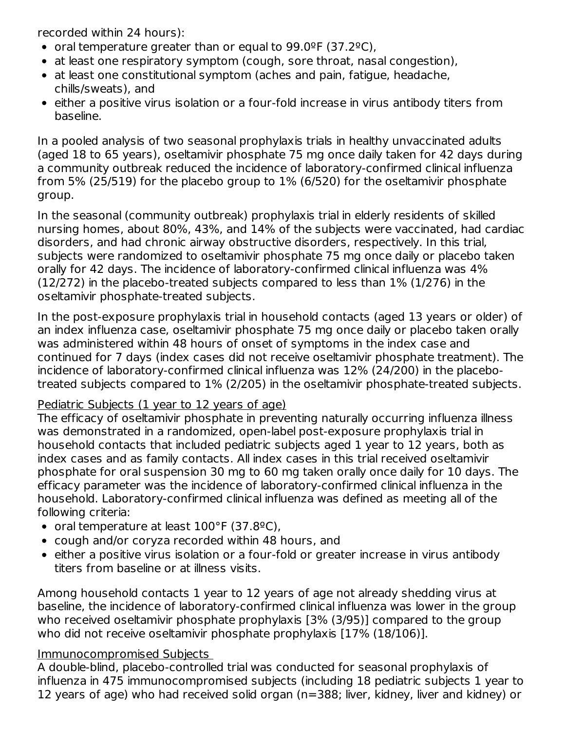recorded within 24 hours):

- oral temperature greater than or equal to 99.0ºF (37.2ºC),
- at least one respiratory symptom (cough, sore throat, nasal congestion),
- at least one constitutional symptom (aches and pain, fatigue, headache, chills/sweats), and
- either a positive virus isolation or a four-fold increase in virus antibody titers from baseline.

In a pooled analysis of two seasonal prophylaxis trials in healthy unvaccinated adults (aged 18 to 65 years), oseltamivir phosphate 75 mg once daily taken for 42 days during a community outbreak reduced the incidence of laboratory-confirmed clinical influenza from 5% (25/519) for the placebo group to 1% (6/520) for the oseltamivir phosphate group.

In the seasonal (community outbreak) prophylaxis trial in elderly residents of skilled nursing homes, about 80%, 43%, and 14% of the subjects were vaccinated, had cardiac disorders, and had chronic airway obstructive disorders, respectively. In this trial, subjects were randomized to oseltamivir phosphate 75 mg once daily or placebo taken orally for 42 days. The incidence of laboratory-confirmed clinical influenza was 4% (12/272) in the placebo-treated subjects compared to less than 1% (1/276) in the oseltamivir phosphate-treated subjects.

In the post-exposure prophylaxis trial in household contacts (aged 13 years or older) of an index influenza case, oseltamivir phosphate 75 mg once daily or placebo taken orally was administered within 48 hours of onset of symptoms in the index case and continued for 7 days (index cases did not receive oseltamivir phosphate treatment). The incidence of laboratory-confirmed clinical influenza was 12% (24/200) in the placebo-treated subjects compared to 1% (2/205) in the oseltamivir phosphate-treated subjects.

Pediatric Subjects (1 year to 12 years of age)

The efficacy of oseltamivir phosphate in preventing naturally occurring influenza illness was demonstrated in a randomized, open-label post-exposure prophylaxis trial in household contacts that included pediatric subjects aged 1 year to 12 years, both as index cases and as family contacts. All index cases in this trial received oseltamivir phosphate for oral suspension 30 mg to 60 mg taken orally once daily for 10 days. The efficacy parameter was the incidence of laboratory-confirmed clinical influenza in the household. Laboratory-confirmed clinical influenza was defined as meeting all of the following criteria:

- oral temperature at least 100°F (37.8ºC),
- cough and/or coryza recorded within 48 hours, and
- either a positive virus isolation or a four-fold or greater increase in virus antibody titers from baseline or at illness visits.

Among household contacts 1 year to 12 years of age not already shedding virus at baseline, the incidence of laboratory-confirmed clinical influenza was lower in the group who received oseltamivir phosphate prophylaxis [3% (3/95)] compared to the group who did not receive oseltamivir phosphate prophylaxis [17% (18/106)].

Immunocompromised Subjects

A double-blind, placebo-controlled trial was conducted for seasonal prophylaxis of influenza in 475 immunocompromised subjects (including 18 pediatric subjects 1 year to 12 years of age) who had received solid organ (n=388; liver, kidney, liver and kidney) or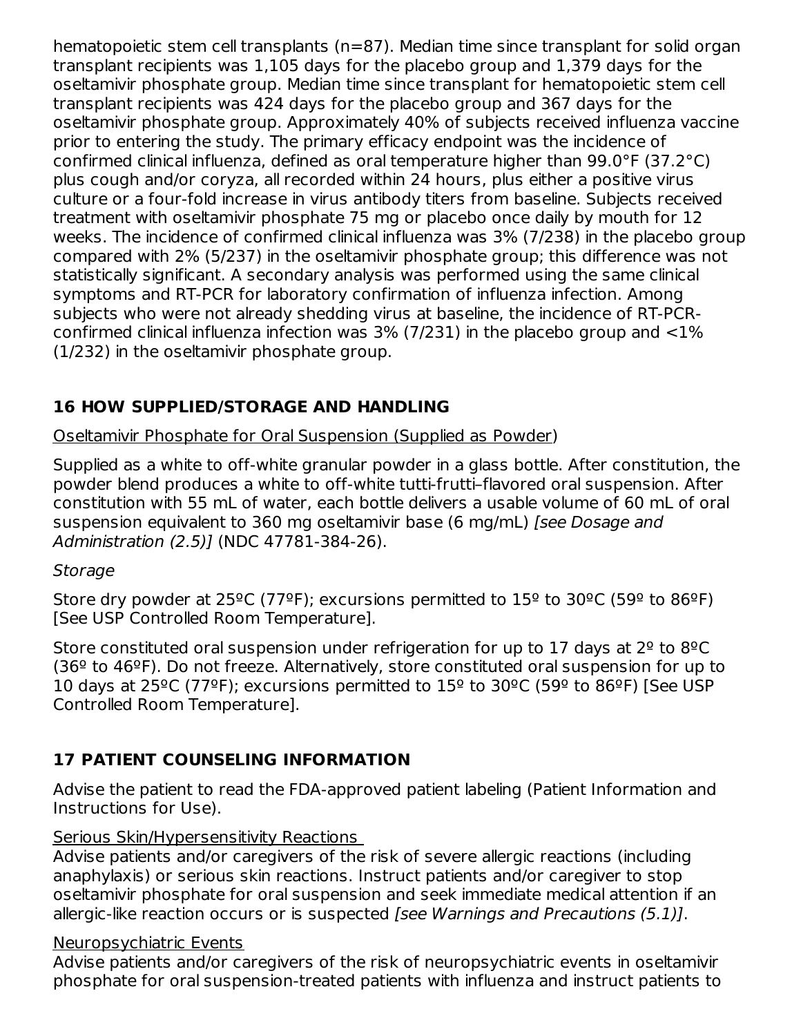hematopoietic stem cell transplants (n=87). Median time since transplant for solid organ transplant recipients was 1,105 days for the placebo group and 1,379 days for the oseltamivir phosphate group. Median time since transplant for hematopoietic stem cell transplant recipients was 424 days for the placebo group and 367 days for the oseltamivir phosphate group. Approximately 40% of subjects received influenza vaccine prior to entering the study. The primary efficacy endpoint was the incidence of confirmed clinical influenza, defined as oral temperature higher than 99.0°F (37.2°C) plus cough and/or coryza, all recorded within 24 hours, plus either a positive virus culture or a four-fold increase in virus antibody titers from baseline. Subjects received treatment with oseltamivir phosphate 75 mg or placebo once daily by mouth for 12 weeks. The incidence of confirmed clinical influenza was 3% (7/238) in the placebo group compared with 2% (5/237) in the oseltamivir phosphate group; this difference was not statistically significant. A secondary analysis was performed using the same clinical symptoms and RT-PCR for laboratory confirmation of influenza infection. Among subjects who were not already shedding virus at baseline, the incidence of RT-PCR-confirmed clinical influenza infection was 3% (7/231) in the placebo group and <1% (1/232) in the oseltamivir phosphate group.

## 16 HOW SUPPLIED/STORAGE AND HANDLING

Oseltamivir Phosphate for Oral Suspension (Supplied as Powder)

Supplied as a white to off-white granular powder in a glass bottle. After constitution, the powder blend produces a white to off-white tutti-frutti–flavored oral suspension. After constitution with 55 mL of water, each bottle delivers a usable volume of 60 mL of oral suspension equivalent to 360 mg oseltamivir base (6 mg/mL) *[see Dosage and Administration (2.5)]* (NDC 47781-384-26).

*Storage*

Store dry powder at 25ºC (77ºF); excursions permitted to 15º to 30ºC (59º to 86ºF) [See USP Controlled Room Temperature].

Store constituted oral suspension under refrigeration for up to 17 days at 2º to 8ºC (36º to 46ºF). Do not freeze. Alternatively, store constituted oral suspension for up to 10 days at 25ºC (77ºF); excursions permitted to 15º to 30ºC (59º to 86ºF) [See USP Controlled Room Temperature].

## 17 PATIENT COUNSELING INFORMATION

Advise the patient to read the FDA-approved patient labeling (Patient Information and Instructions for Use).

Serious Skin/Hypersensitivity Reactions

Advise patients and/or caregivers of the risk of severe allergic reactions (including anaphylaxis) or serious skin reactions. Instruct patients and/or caregiver to stop oseltamivir phosphate for oral suspension and seek immediate medical attention if an allergic-like reaction occurs or is suspected *[see Warnings and Precautions (5.1)]*.

Neuropsychiatric Events

Advise patients and/or caregivers of the risk of neuropsychiatric events in oseltamivir phosphate for oral suspension-treated patients with influenza and instruct patients to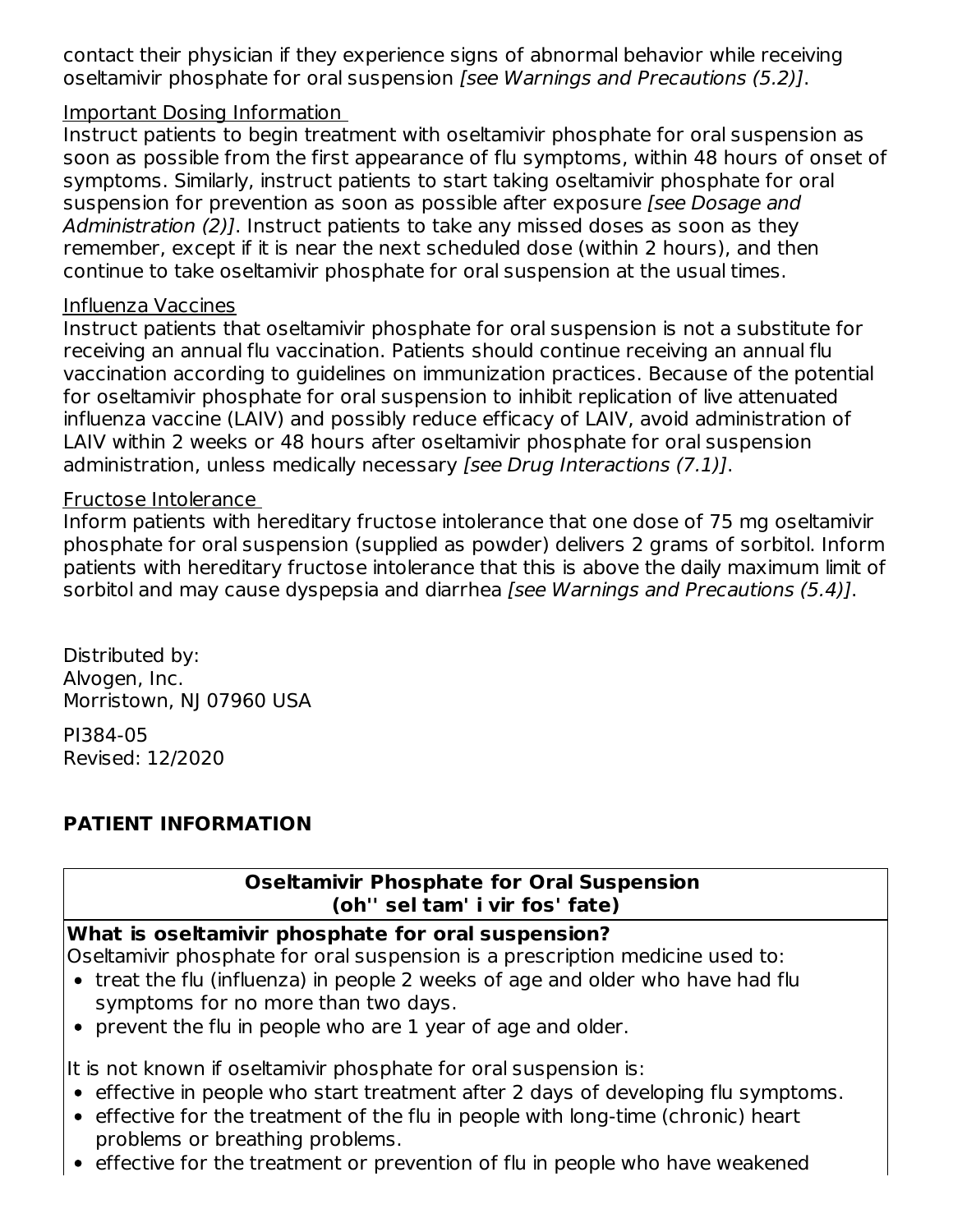contact their physician if they experience signs of abnormal behavior while receiving oseltamivir phosphate for oral suspension *[see Warnings and Precautions (5.2)]*.

Important Dosing Information

Instruct patients to begin treatment with oseltamivir phosphate for oral suspension as soon as possible from the first appearance of flu symptoms, within 48 hours of onset of symptoms. Similarly, instruct patients to start taking oseltamivir phosphate for oral suspension for prevention as soon as possible after exposure *[see Dosage and Administration (2)]*. Instruct patients to take any missed doses as soon as they remember, except if it is near the next scheduled dose (within 2 hours), and then continue to take oseltamivir phosphate for oral suspension at the usual times.

Influenza Vaccines

Instruct patients that oseltamivir phosphate for oral suspension is not a substitute for receiving an annual flu vaccination. Patients should continue receiving an annual flu vaccination according to guidelines on immunization practices. Because of the potential for oseltamivir phosphate for oral suspension to inhibit replication of live attenuated influenza vaccine (LAIV) and possibly reduce efficacy of LAIV, avoid administration of LAIV within 2 weeks or 48 hours after oseltamivir phosphate for oral suspension administration, unless medically necessary *[see Drug Interactions (7.1)]*.

Fructose Intolerance

Inform patients with hereditary fructose intolerance that one dose of 75 mg oseltamivir phosphate for oral suspension (supplied as powder) delivers 2 grams of sorbitol. Inform patients with hereditary fructose intolerance that this is above the daily maximum limit of sorbitol and may cause dyspepsia and diarrhea *[see Warnings and Precautions (5.4)]*.

Distributed by:
Alvogen, Inc.
Morristown, NJ 07960 USA

PI384-05
Revised: 12/2020

## PATIENT INFORMATION

**Oseltamivir Phosphate for Oral Suspension**
**(oh'' sel tam' i vir fos' fate)**

**What is oseltamivir phosphate for oral suspension?**

Oseltamivir phosphate for oral suspension is a prescription medicine used to:

- treat the flu (influenza) in people 2 weeks of age and older who have had flu symptoms for no more than two days.
- prevent the flu in people who are 1 year of age and older.

It is not known if oseltamivir phosphate for oral suspension is:

- effective in people who start treatment after 2 days of developing flu symptoms.
- effective for the treatment of the flu in people with long-time (chronic) heart problems or breathing problems.
- effective for the treatment or prevention of flu in people who have weakened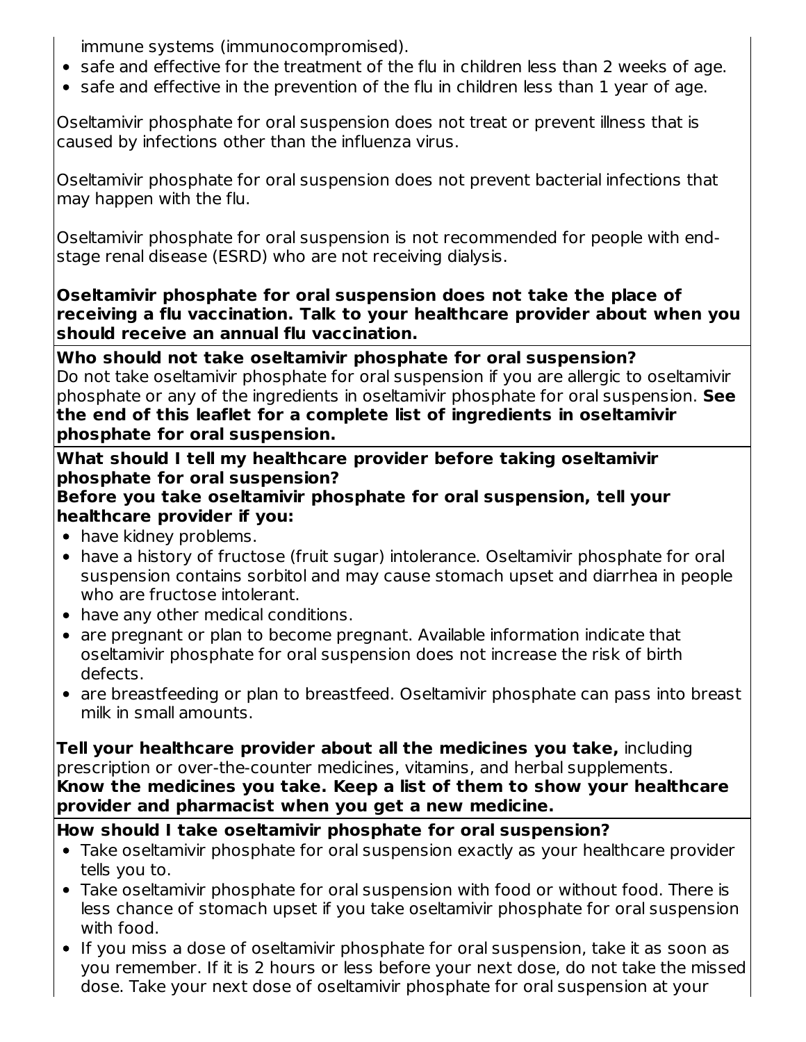immune systems (immunocompromised).
- safe and effective for the treatment of the flu in children less than 2 weeks of age.
- safe and effective in the prevention of the flu in children less than 1 year of age.

Oseltamivir phosphate for oral suspension does not treat or prevent illness that is caused by infections other than the influenza virus.

Oseltamivir phosphate for oral suspension does not prevent bacterial infections that may happen with the flu.

Oseltamivir phosphate for oral suspension is not recommended for people with end-stage renal disease (ESRD) who are not receiving dialysis.

**Oseltamivir phosphate for oral suspension does not take the place of receiving a flu vaccination. Talk to your healthcare provider about when you should receive an annual flu vaccination.**

**Who should not take oseltamivir phosphate for oral suspension?**

Do not take oseltamivir phosphate for oral suspension if you are allergic to oseltamivir phosphate or any of the ingredients in oseltamivir phosphate for oral suspension. **See the end of this leaflet for a complete list of ingredients in oseltamivir phosphate for oral suspension.**

**What should I tell my healthcare provider before taking oseltamivir phosphate for oral suspension?**

**Before you take oseltamivir phosphate for oral suspension, tell your healthcare provider if you:**

- have kidney problems.
- have a history of fructose (fruit sugar) intolerance. Oseltamivir phosphate for oral suspension contains sorbitol and may cause stomach upset and diarrhea in people who are fructose intolerant.
- have any other medical conditions.
- are pregnant or plan to become pregnant. Available information indicate that oseltamivir phosphate for oral suspension does not increase the risk of birth defects.
- are breastfeeding or plan to breastfeed. Oseltamivir phosphate can pass into breast milk in small amounts.

**Tell your healthcare provider about all the medicines you take,** including prescription or over-the-counter medicines, vitamins, and herbal supplements. **Know the medicines you take. Keep a list of them to show your healthcare provider and pharmacist when you get a new medicine.**

**How should I take oseltamivir phosphate for oral suspension?**

- Take oseltamivir phosphate for oral suspension exactly as your healthcare provider tells you to.
- Take oseltamivir phosphate for oral suspension with food or without food. There is less chance of stomach upset if you take oseltamivir phosphate for oral suspension with food.
- If you miss a dose of oseltamivir phosphate for oral suspension, take it as soon as you remember. If it is 2 hours or less before your next dose, do not take the missed dose. Take your next dose of oseltamivir phosphate for oral suspension at your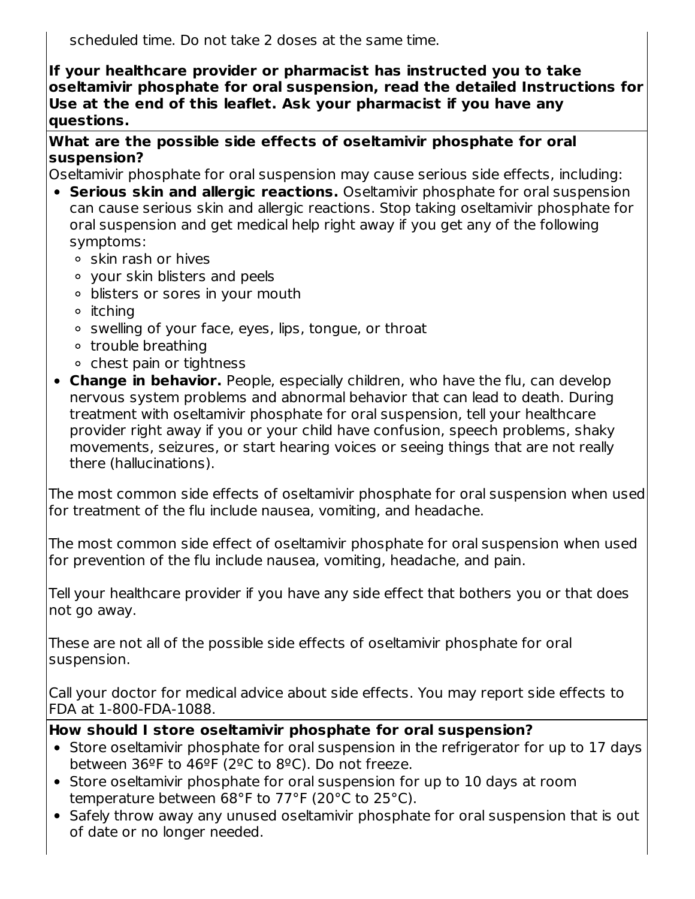scheduled time. Do not take 2 doses at the same time.

**If your healthcare provider or pharmacist has instructed you to take oseltamivir phosphate for oral suspension, read the detailed Instructions for Use at the end of this leaflet. Ask your pharmacist if you have any questions.**

**What are the possible side effects of oseltamivir phosphate for oral suspension?**

Oseltamivir phosphate for oral suspension may cause serious side effects, including:

- **Serious skin and allergic reactions.** Oseltamivir phosphate for oral suspension can cause serious skin and allergic reactions. Stop taking oseltamivir phosphate for oral suspension and get medical help right away if you get any of the following symptoms:
  - skin rash or hives
  - your skin blisters and peels
  - blisters or sores in your mouth
  - itching
  - swelling of your face, eyes, lips, tongue, or throat
  - trouble breathing
  - chest pain or tightness
- **Change in behavior.** People, especially children, who have the flu, can develop nervous system problems and abnormal behavior that can lead to death. During treatment with oseltamivir phosphate for oral suspension, tell your healthcare provider right away if you or your child have confusion, speech problems, shaky movements, seizures, or start hearing voices or seeing things that are not really there (hallucinations).

The most common side effects of oseltamivir phosphate for oral suspension when used for treatment of the flu include nausea, vomiting, and headache.

The most common side effect of oseltamivir phosphate for oral suspension when used for prevention of the flu include nausea, vomiting, headache, and pain.

Tell your healthcare provider if you have any side effect that bothers you or that does not go away.

These are not all of the possible side effects of oseltamivir phosphate for oral suspension.

Call your doctor for medical advice about side effects. You may report side effects to FDA at 1-800-FDA-1088.

**How should I store oseltamivir phosphate for oral suspension?**

- Store oseltamivir phosphate for oral suspension in the refrigerator for up to 17 days between 36ºF to 46ºF (2ºC to 8ºC). Do not freeze.
- Store oseltamivir phosphate for oral suspension for up to 10 days at room temperature between 68°F to 77°F (20°C to 25°C).
- Safely throw away any unused oseltamivir phosphate for oral suspension that is out of date or no longer needed.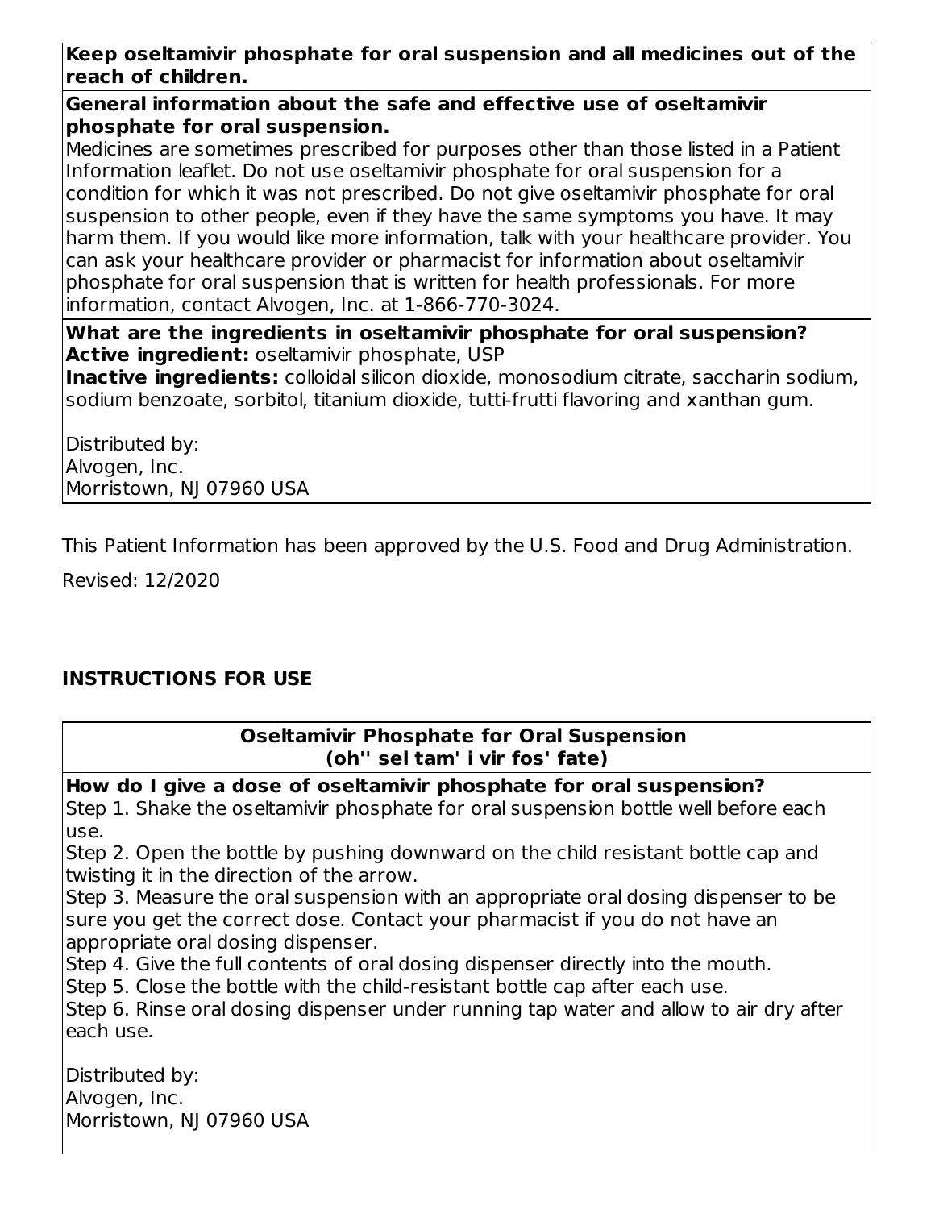**Keep oseltamivir phosphate for oral suspension and all medicines out of the reach of children.**

**General information about the safe and effective use of oseltamivir phosphate for oral suspension.**

Medicines are sometimes prescribed for purposes other than those listed in a Patient Information leaflet. Do not use oseltamivir phosphate for oral suspension for a condition for which it was not prescribed. Do not give oseltamivir phosphate for oral suspension to other people, even if they have the same symptoms you have. It may harm them. If you would like more information, talk with your healthcare provider. You can ask your healthcare provider or pharmacist for information about oseltamivir phosphate for oral suspension that is written for health professionals. For more information, contact Alvogen, Inc. at 1-866-770-3024.

**What are the ingredients in oseltamivir phosphate for oral suspension?**

**Active ingredient:** oseltamivir phosphate, USP

**Inactive ingredients:** colloidal silicon dioxide, monosodium citrate, saccharin sodium, sodium benzoate, sorbitol, titanium dioxide, tutti-frutti flavoring and xanthan gum.

Distributed by:
Alvogen, Inc.
Morristown, NJ 07960 USA

This Patient Information has been approved by the U.S. Food and Drug Administration.

Revised: 12/2020

## INSTRUCTIONS FOR USE

**Oseltamivir Phosphate for Oral Suspension**
**(oh'' sel tam' i vir fos' fate)**

**How do I give a dose of oseltamivir phosphate for oral suspension?**

Step 1. Shake the oseltamivir phosphate for oral suspension bottle well before each use.

Step 2. Open the bottle by pushing downward on the child resistant bottle cap and twisting it in the direction of the arrow.

Step 3. Measure the oral suspension with an appropriate oral dosing dispenser to be sure you get the correct dose. Contact your pharmacist if you do not have an appropriate oral dosing dispenser.

Step 4. Give the full contents of oral dosing dispenser directly into the mouth.

Step 5. Close the bottle with the child-resistant bottle cap after each use.

Step 6. Rinse oral dosing dispenser under running tap water and allow to air dry after each use.

Distributed by:
Alvogen, Inc.
Morristown, NJ 07960 USA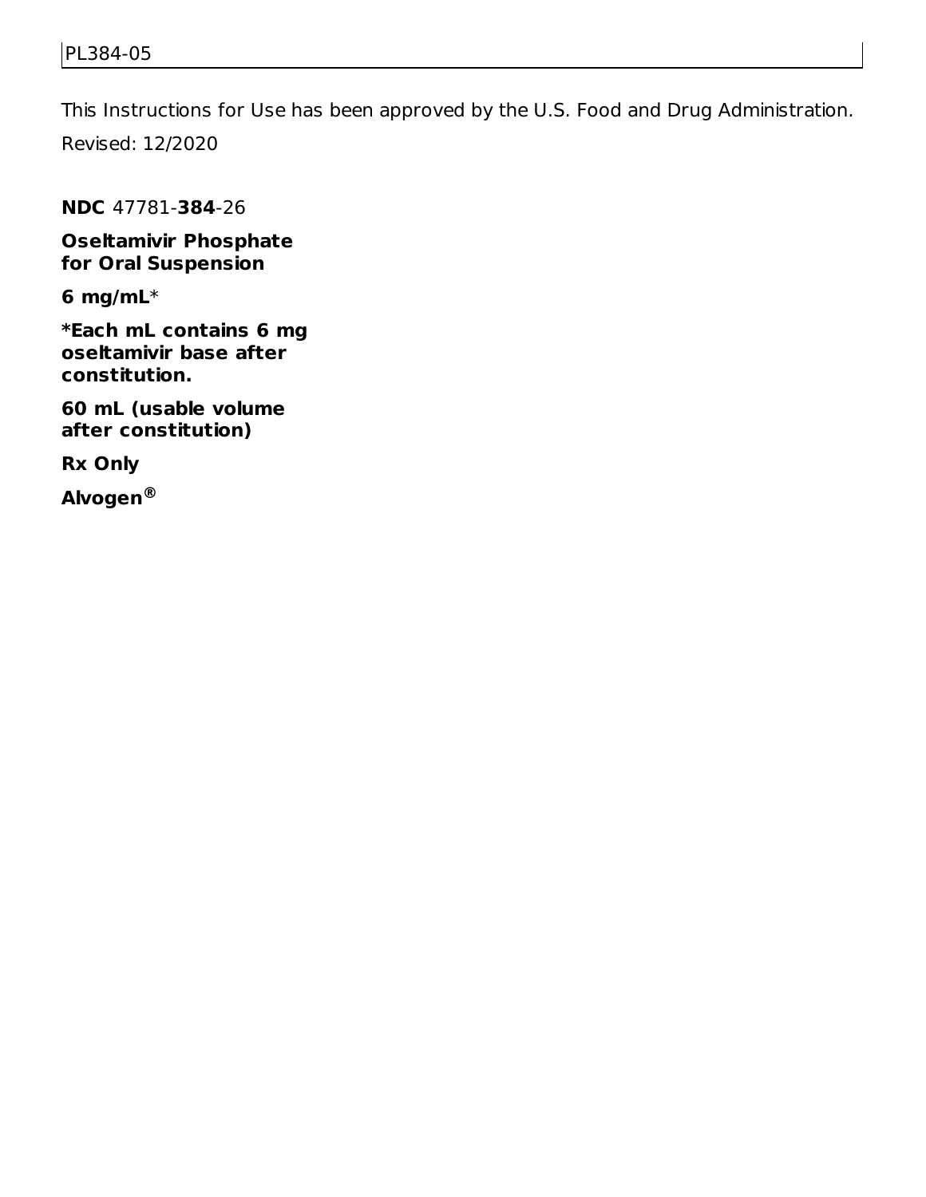PL384-05

This Instructions for Use has been approved by the U.S. Food and Drug Administration.

Revised: 12/2020

**NDC** 47781-**384**-26

**Oseltamivir Phosphate for Oral Suspension**

**6 mg/mL***

***Each mL contains 6 mg oseltamivir base after constitution.**

**60 mL (usable volume after constitution)**

**Rx Only**

**Alvogen®**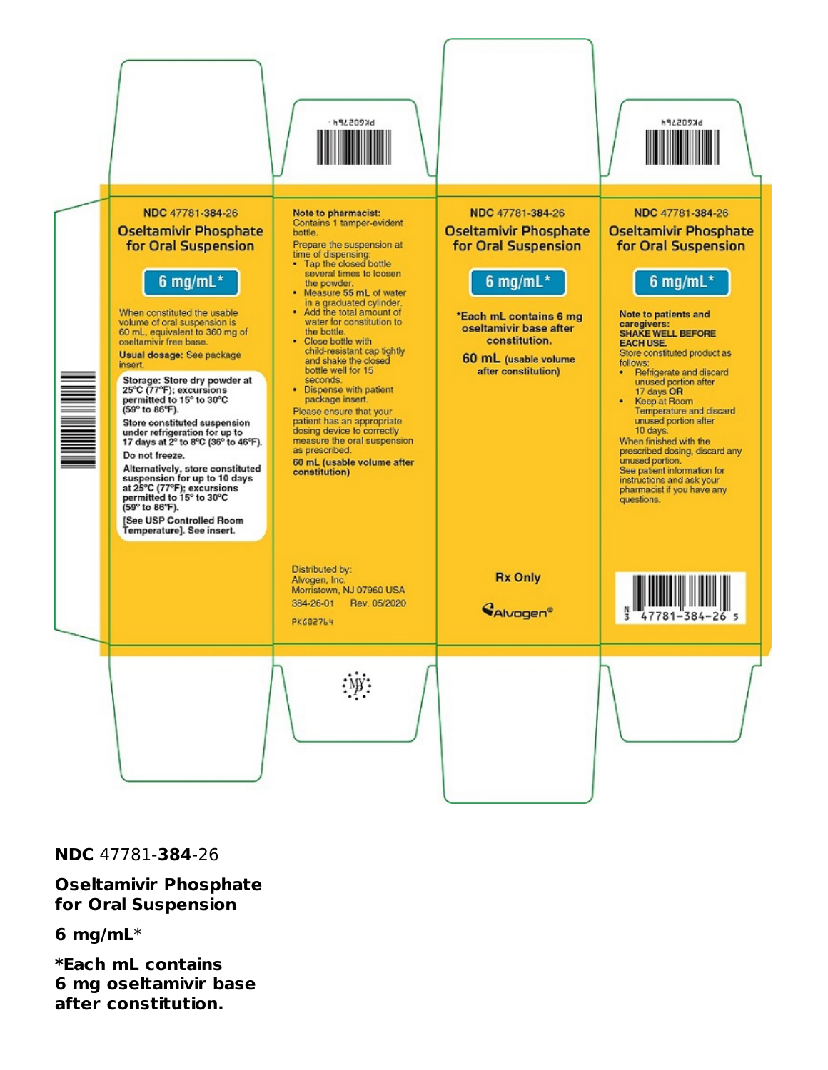**NDC** 47781-**384**-26

**Oseltamivir Phosphate for Oral Suspension**

**6 mg/mL***

**When constituted the usable volume of oral suspension is 60 mL, equivalent to 360 mg of oseltamivir free base.**

**Usual dosage:** See package insert.

**Storage: Store dry powder at 25ºC (77ºF); excursions permitted to 15º to 30ºC (59º to 86ºF).**

**Store constituted suspension under refrigeration for up to 17 days at 2º to 8ºC (36º to 46ºF).**

**Do not freeze.**

**Alternatively, store constituted suspension for up to 10 days at 25ºC (77ºF); excursions permitted to 15º to 30ºC (59º to 86ºF).**

**[See USP Controlled Room Temperature]. See insert.**

**Note to pharmacist:**
Contains 1 tamper-evident bottle.

Prepare the suspension at time of dispensing:

- Tap the closed bottle several times to loosen the powder.
- Measure **55 mL** of water in a graduated cylinder.
- Add the total amount of water for constitution to the bottle.
- Close bottle with child-resistant cap tightly and shake the closed bottle well for 15 seconds.
- Dispense with patient package insert.

Please ensure that your patient has an appropriate dosing device to correctly measure the oral suspension as prescribed.

**60 mL (usable volume after constitution)**

Distributed by:
Alvogen, Inc.
Morristown, NJ 07960 USA
384-26-01 Rev. 05/2020

PKG02764

**NDC** 47781-**384**-26

**Oseltamivir Phosphate for Oral Suspension**

**6 mg/mL***

***Each mL contains 6 mg oseltamivir base after constitution.**

**60 mL (usable volume after constitution)**

**Rx Only**

Alvogen®

**NDC** 47781-**384**-26

**Oseltamivir Phosphate for Oral Suspension**

**6 mg/mL***

**Note to patients and caregivers:**
**SHAKE WELL BEFORE EACH USE.**
Store constituted product as follows:

- Refrigerate and discard unused portion after 17 days **OR**
- Keep at Room Temperature and discard unused portion after 10 days.

When finished with the prescribed dosing, discard any unused portion.
See patient information for instructions and ask your pharmacist if you have any questions.

N 3 47781-384-26 5

PKG02764

**NDC** 47781-**384**-26

**Oseltamivir Phosphate for Oral Suspension**

**6 mg/mL***

***Each mL contains 6 mg oseltamivir base after constitution.**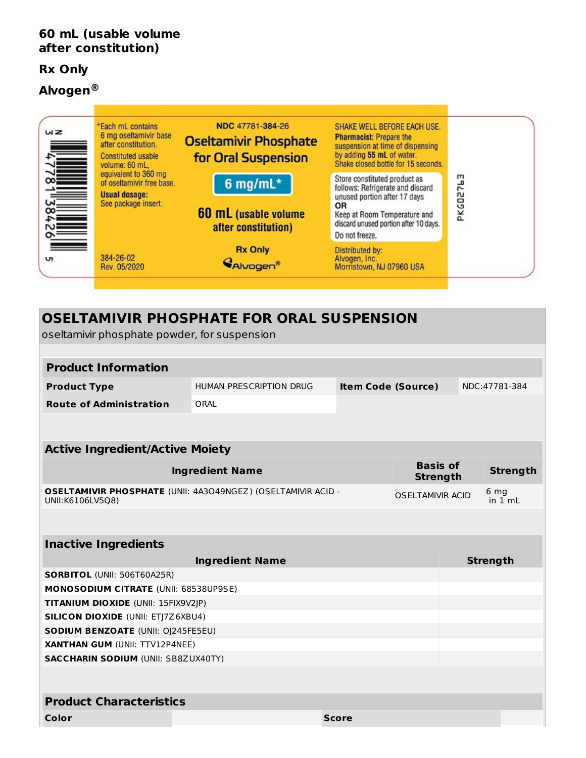**60 mL (usable volume after constitution)**

**Rx Only**

**Alvogen®**

*Each mL contains 6 mg oseltamivir base after constitution.

Constituted usable volume: 60 mL, equivalent to 360 mg of oseltamivir free base.

**Usual dosage:** See package insert.

384-26-02
Rev. 05/2020

NDC 47781-384-26

**Oseltamivir Phosphate for Oral Suspension**

**6 mg/mL***

**60 mL (usable volume after constitution)**

**Rx Only**

Alvogen®

SHAKE WELL BEFORE EACH USE.

**Pharmacist:** Prepare the suspension at time of dispensing by adding **55 mL** of water. Shake closed bottle for 15 seconds.

Store constituted product as follows: Refrigerate and discard unused portion after 17 days
**OR**
Keep at Room Temperature and discard unused portion after 10 days.
Do not freeze.

Distributed by:
Alvogen, Inc.
Morristown, NJ 07960 USA

PKG02763

3 47781 38426 5

## OSELTAMIVIR PHOSPHATE FOR ORAL SUSPENSION

oseltamivir phosphate powder, for suspension

| **Product Information** | | | |
|---|---|---|---|
| **Product Type** | HUMAN PRESCRIPTION DRUG | **Item Code (Source)** | NDC:47781-384 |
| **Route of Administration** | ORAL | | |

| **Active Ingredient/Active Moiety** | | |
|---|---|---|
| **Ingredient Name** | **Basis of Strength** | **Strength** |
| **OSELTAMIVIR PHOSPHATE** (UNII: 4A3O49NGEZ) (OSELTAMIVIR ACID - UNII:K6106LV5Q8) | OSELTAMIVIR ACID | 6 mg in 1 mL |

| **Inactive Ingredients** | |
|---|---|
| **Ingredient Name** | **Strength** |
| **SORBITOL** (UNII: 506T60A25R) | |
| **MONOSODIUM CITRATE** (UNII: 68538UP9SE) | |
| **TITANIUM DIOXIDE** (UNII: 15FIX9V2JP) | |
| **SILICON DIOXIDE** (UNII: ETJ7Z6XBU4) | |
| **SODIUM BENZOATE** (UNII: OJ245FE5EU) | |
| **XANTHAN GUM** (UNII: TTV12P4NEE) | |
| **SACCHARIN SODIUM** (UNII: SB8ZUX40TY) | |

| **Product Characteristics** | | | |
|---|---|---|---|
| **Color** | | **Score** | |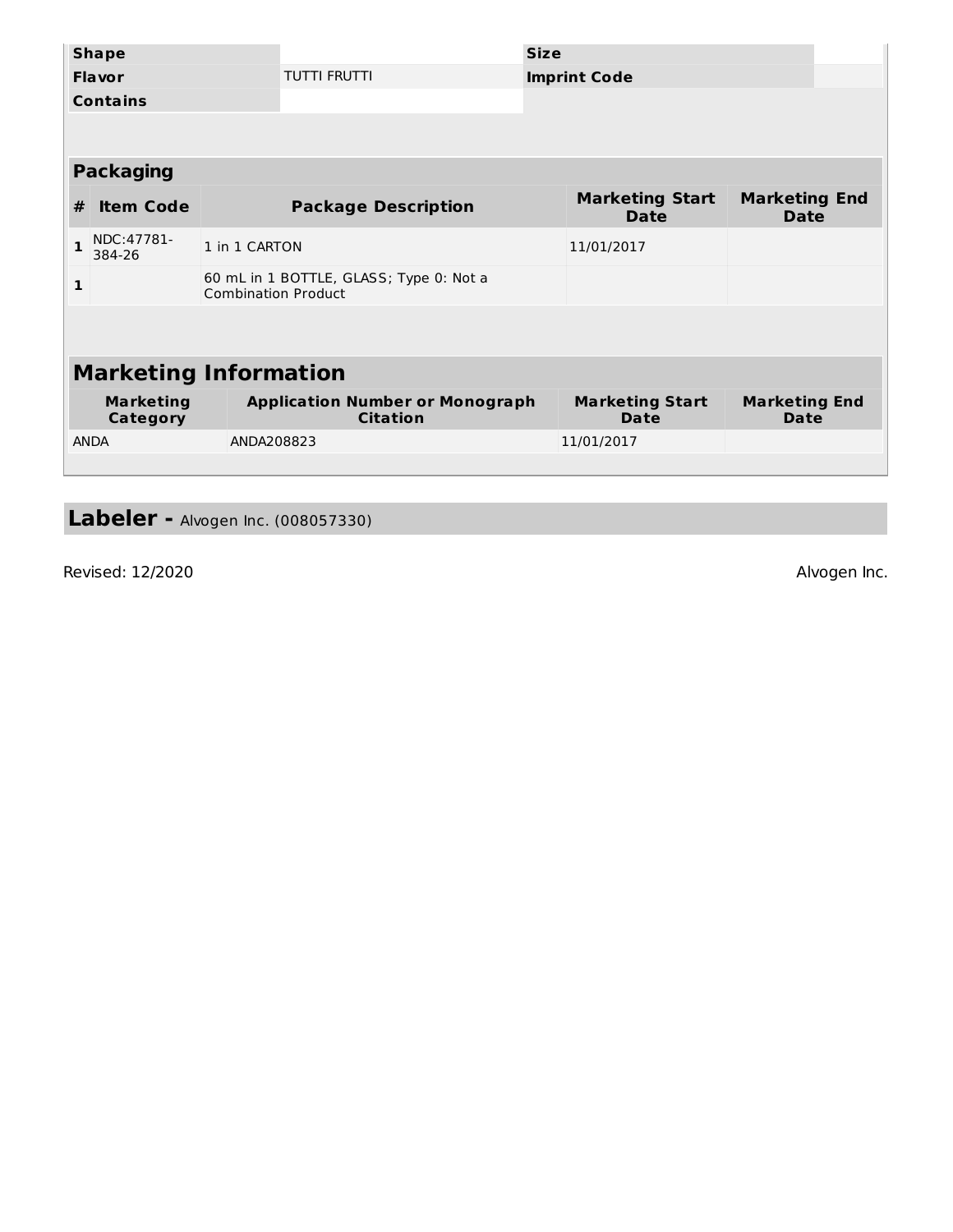| | | | |
|---|---|---|---|
| **Shape** | | **Size** | |
| **Flavor** | TUTTI FRUTTI | **Imprint Code** | |
| **Contains** | | | |

## Packaging

| # | Item Code | Package Description | Marketing Start Date | Marketing End Date |
|---|---|---|---|---|
| 1 | NDC:47781-384-26 | 1 in 1 CARTON | 11/01/2017 | |
| 1 | | 60 mL in 1 BOTTLE, GLASS; Type 0: Not a Combination Product | | |

## Marketing Information

| Marketing Category | Application Number or Monograph Citation | Marketing Start Date | Marketing End Date |
|---|---|---|---|
| ANDA | ANDA208823 | 11/01/2017 | |

## Labeler - Alvogen Inc. (008057330)

Revised: 12/2020

Alvogen Inc.